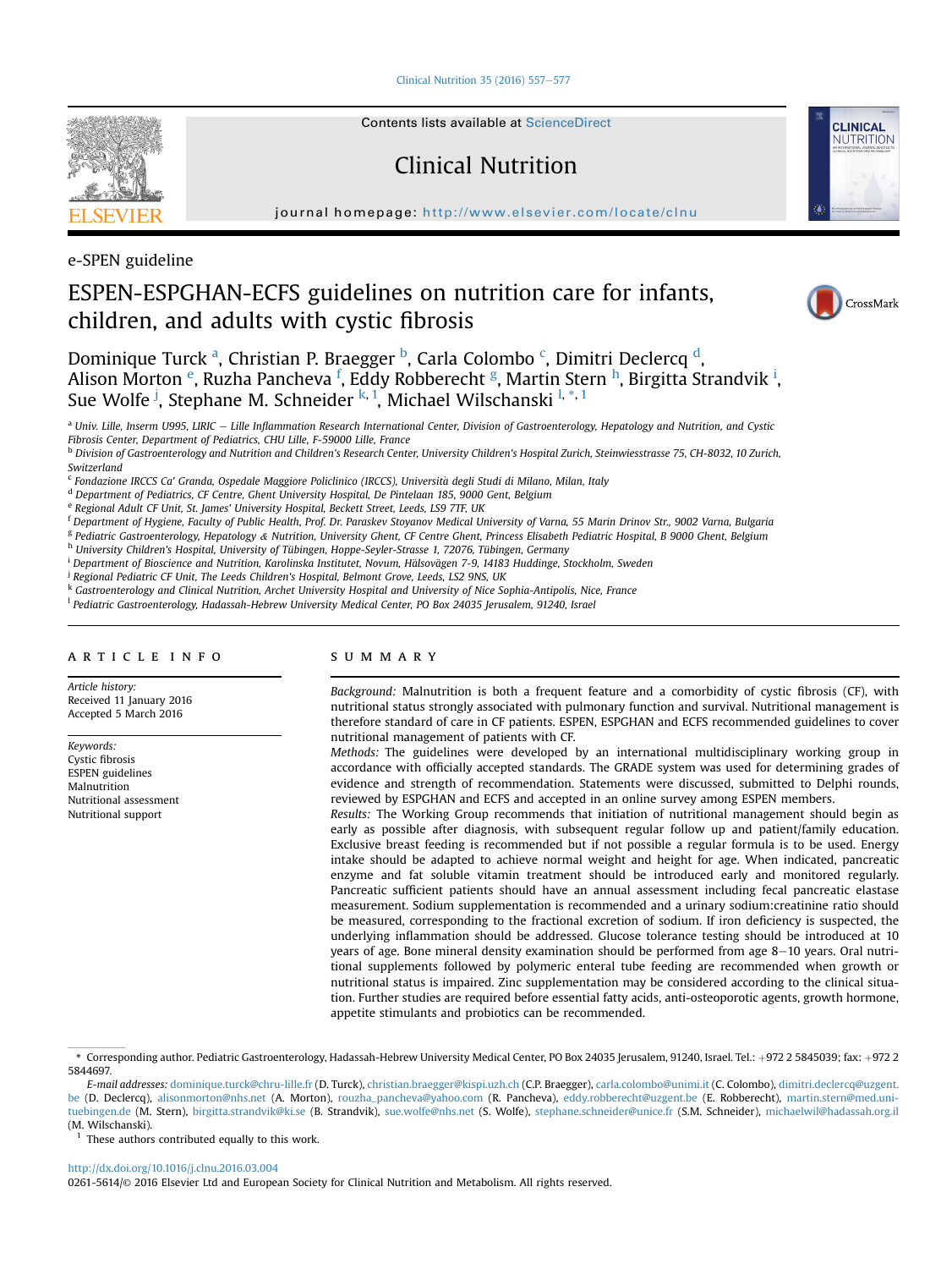e-SPEN guideline

# ESPEN-ESPGHAN-ECFS guidelines on nutrition care for infants, children, and adults with cystic fibrosis

Dominique Turck [a], Christian P. Braegger [b], Carla Colombo [c], Dimitri Declercq [d], Alison Morton [e], Ruzha Pancheva [f], Eddy Robberecht [g], Martin Stern [h], Birgitta Strandvik [i], Sue Wolfe [j], Stephane M. Schneider [k,1], Michael Wilschanski [l,*,1]

[a] Univ. Lille, Inserm U995, LIRIC – Lille Inflammation Research International Center, Division of Gastroenterology, Hepatology and Nutrition, and Cystic Fibrosis Center, Department of Pediatrics, CHU Lille, F-59000 Lille, France

[b] Division of Gastroenterology and Nutrition and Children's Research Center, University Children's Hospital Zurich, Steinwiesstrasse 75, CH-8032, 10 Zurich, Switzerland

[c] Fondazione IRCCS Ca' Granda, Ospedale Maggiore Policlinico (IRCCS), Università degli Studi di Milano, Milan, Italy

[d] Department of Pediatrics, CF Centre, Ghent University Hospital, De Pintelaan 185, 9000 Gent, Belgium

[e] Regional Adult CF Unit, St. James' University Hospital, Beckett Street, Leeds, LS9 7TF, UK

[f] Department of Hygiene, Faculty of Public Health, Prof. Dr. Paraskev Stoyanov Medical University of Varna, 55 Marin Drinov Str., 9002 Varna, Bulgaria

[g] Pediatric Gastroenterology, Hepatology & Nutrition, University Ghent, CF Centre Ghent, Princess Elisabeth Pediatric Hospital, B 9000 Ghent, Belgium

[h] University Children's Hospital, University of Tübingen, Hoppe-Seyler-Strasse 1, 72076, Tübingen, Germany

[i] Department of Bioscience and Nutrition, Karolinska Institutet, Novum, Hälsovägen 7-9, 14183 Huddinge, Stockholm, Sweden

[j] Regional Pediatric CF Unit, The Leeds Children's Hospital, Belmont Grove, Leeds, LS2 9NS, UK

[k] Gastroenterology and Clinical Nutrition, Archet University Hospital and University of Nice Sophia-Antipolis, Nice, France

[l] Pediatric Gastroenterology, Hadassah-Hebrew University Medical Center, PO Box 24035 Jerusalem, 91240, Israel

## ARTICLE INFO

*Article history:*
Received 11 January 2016
Accepted 5 March 2016

*Keywords:*
Cystic fibrosis
ESPEN guidelines
Malnutrition
Nutritional assessment
Nutritional support

## SUMMARY

*Background:* Malnutrition is both a frequent feature and a comorbidity of cystic fibrosis (CF), with nutritional status strongly associated with pulmonary function and survival. Nutritional management is therefore standard of care in CF patients. ESPEN, ESPGHAN and ECFS recommended guidelines to cover nutritional management of patients with CF.

*Methods:* The guidelines were developed by an international multidisciplinary working group in accordance with officially accepted standards. The GRADE system was used for determining grades of evidence and strength of recommendation. Statements were discussed, submitted to Delphi rounds, reviewed by ESPGHAN and ECFS and accepted in an online survey among ESPEN members.

*Results:* The Working Group recommends that initiation of nutritional management should begin as early as possible after diagnosis, with subsequent regular follow up and patient/family education. Exclusive breast feeding is recommended but if not possible a regular formula is to be used. Energy intake should be adapted to achieve normal weight and height for age. When indicated, pancreatic enzyme and fat soluble vitamin treatment should be introduced early and monitored regularly. Pancreatic sufficient patients should have an annual assessment including fecal pancreatic elastase measurement. Sodium supplementation is recommended and a urinary sodium:creatinine ratio should be measured, corresponding to the fractional excretion of sodium. If iron deficiency is suspected, the underlying inflammation should be addressed. Glucose tolerance testing should be introduced at 10 years of age. Bone mineral density examination should be performed from age 8–10 years. Oral nutritional supplements followed by polymeric enteral tube feeding are recommended when growth or nutritional status is impaired. Zinc supplementation may be considered according to the clinical situation. Further studies are required before essential fatty acids, anti-osteoporotic agents, growth hormone, appetite stimulants and probiotics can be recommended.

\* Corresponding author. Pediatric Gastroenterology, Hadassah-Hebrew University Medical Center, PO Box 24035 Jerusalem, 91240, Israel. Tel.: +972 2 5845039; fax: +972 2 5844697.

*E-mail addresses:* dominique.turck@chru-lille.fr (D. Turck), christian.braegger@kispi.uzh.ch (C.P. Braegger), carla.colombo@unimi.it (C. Colombo), dimitri.declercq@uzgent.be (D. Declercq), alisonmorton@nhs.net (A. Morton), rouzha_pancheva@yahoo.com (R. Pancheva), eddy.robberecht@uzgent.be (E. Robberecht), martin.stern@med.uni-tuebingen.de (M. Stern), birgitta.strandvik@ki.se (B. Strandvik), sue.wolfe@nhs.net (S. Wolfe), stephane.schneider@unice.fr (S.M. Schneider), michaelwil@hadassah.org.il (M. Wilschanski).

[1] These authors contributed equally to this work.

http://dx.doi.org/10.1016/j.clnu.2016.03.004
0261-5614/© 2016 Elsevier Ltd and European Society for Clinical Nutrition and Metabolism. All rights reserved.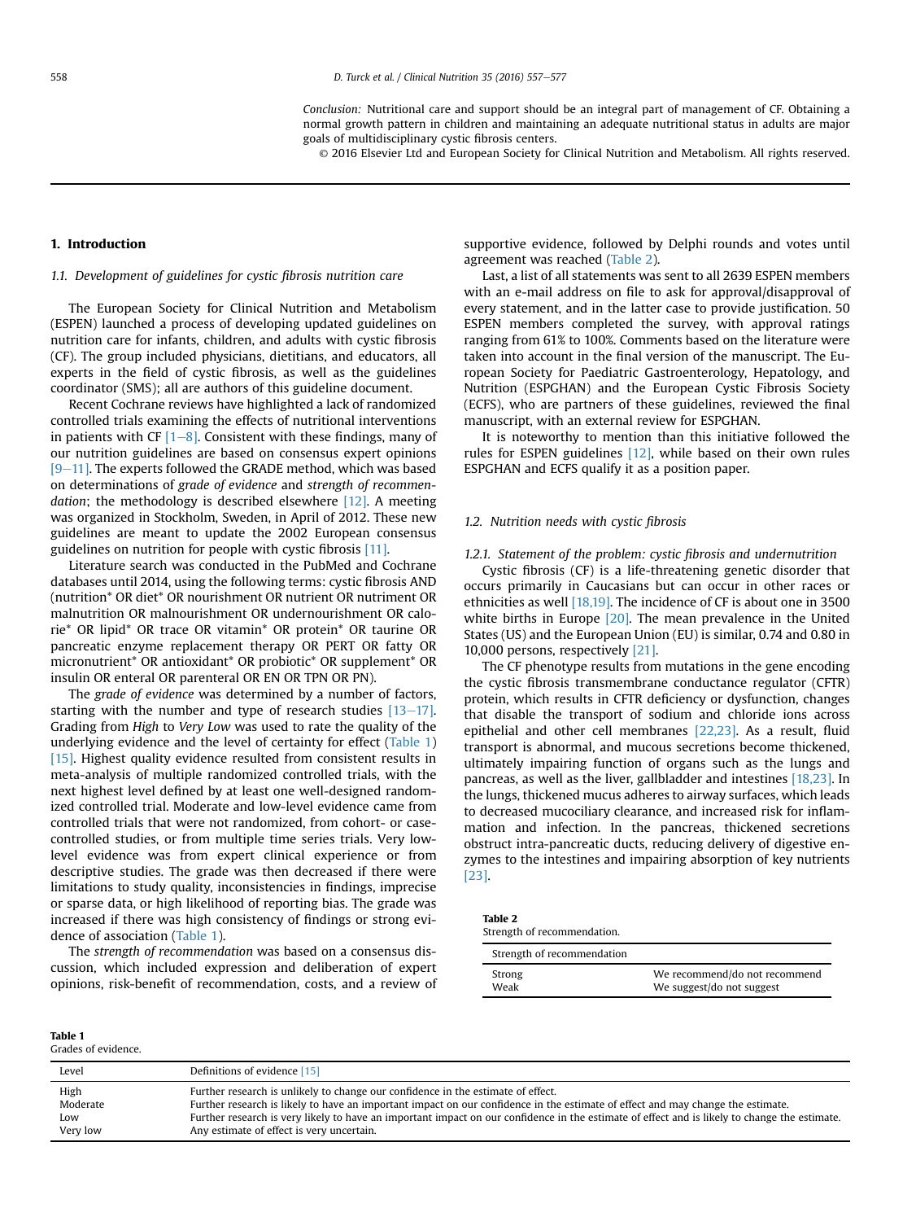*Conclusion:* Nutritional care and support should be an integral part of management of CF. Obtaining a normal growth pattern in children and maintaining an adequate nutritional status in adults are major goals of multidisciplinary cystic fibrosis centers.

© 2016 Elsevier Ltd and European Society for Clinical Nutrition and Metabolism. All rights reserved.

## 1. Introduction

### 1.1. Development of guidelines for cystic fibrosis nutrition care

The European Society for Clinical Nutrition and Metabolism (ESPEN) launched a process of developing updated guidelines on nutrition care for infants, children, and adults with cystic fibrosis (CF). The group included physicians, dietitians, and educators, all experts in the field of cystic fibrosis, as well as the guidelines coordinator (SMS); all are authors of this guideline document.

Recent Cochrane reviews have highlighted a lack of randomized controlled trials examining the effects of nutritional interventions in patients with CF [1–8]. Consistent with these findings, many of our nutrition guidelines are based on consensus expert opinions [9–11]. The experts followed the GRADE method, which was based on determinations of *grade of evidence* and *strength of recommendation*; the methodology is described elsewhere [12]. A meeting was organized in Stockholm, Sweden, in April of 2012. These new guidelines are meant to update the 2002 European consensus guidelines on nutrition for people with cystic fibrosis [11].

Literature search was conducted in the PubMed and Cochrane databases until 2014, using the following terms: cystic fibrosis AND (nutrition* OR diet* OR nourishment OR nutrient OR nutriment OR malnutrition OR malnourishment OR undernourishment OR calorie* OR lipid* OR trace OR vitamin* OR protein* OR taurine OR pancreatic enzyme replacement therapy OR PERT OR fatty OR micronutrient* OR antioxidant* OR probiotic* OR supplement* OR insulin OR enteral OR parenteral OR EN OR TPN OR PN).

The *grade of evidence* was determined by a number of factors, starting with the number and type of research studies [13–17]. Grading from *High* to *Very Low* was used to rate the quality of the underlying evidence and the level of certainty for effect (Table 1) [15]. Highest quality evidence resulted from consistent results in meta-analysis of multiple randomized controlled trials, with the next highest level defined by at least one well-designed randomized controlled trial. Moderate and low-level evidence came from controlled trials that were not randomized, from cohort- or case-controlled studies, or from multiple time series trials. Very low-level evidence was from expert clinical experience or from descriptive studies. The grade was then decreased if there were limitations to study quality, inconsistencies in findings, imprecise or sparse data, or high likelihood of reporting bias. The grade was increased if there was high consistency of findings or strong evidence of association (Table 1).

The *strength of recommendation* was based on a consensus discussion, which included expression and deliberation of expert opinions, risk-benefit of recommendation, costs, and a review of supportive evidence, followed by Delphi rounds and votes until agreement was reached (Table 2).

Last, a list of all statements was sent to all 2639 ESPEN members with an e-mail address on file to ask for approval/disapproval of every statement, and in the latter case to provide justification. 50 ESPEN members completed the survey, with approval ratings ranging from 61% to 100%. Comments based on the literature were taken into account in the final version of the manuscript. The European Society for Paediatric Gastroenterology, Hepatology, and Nutrition (ESPGHAN) and the European Cystic Fibrosis Society (ECFS), who are partners of these guidelines, reviewed the final manuscript, with an external review for ESPGHAN.

It is noteworthy to mention than this initiative followed the rules for ESPEN guidelines [12], while based on their own rules ESPGHAN and ECFS qualify it as a position paper.

### 1.2. Nutrition needs with cystic fibrosis

#### 1.2.1. Statement of the problem: cystic fibrosis and undernutrition

Cystic fibrosis (CF) is a life-threatening genetic disorder that occurs primarily in Caucasians but can occur in other races or ethnicities as well [18,19]. The incidence of CF is about one in 3500 white births in Europe [20]. The mean prevalence in the United States (US) and the European Union (EU) is similar, 0.74 and 0.80 in 10,000 persons, respectively [21].

The CF phenotype results from mutations in the gene encoding the cystic fibrosis transmembrane conductance regulator (CFTR) protein, which results in CFTR deficiency or dysfunction, changes that disable the transport of sodium and chloride ions across epithelial and other cell membranes [22,23]. As a result, fluid transport is abnormal, and mucous secretions become thickened, ultimately impairing function of organs such as the lungs and pancreas, as well as the liver, gallbladder and intestines [18,23]. In the lungs, thickened mucus adheres to airway surfaces, which leads to decreased mucociliary clearance, and increased risk for inflammation and infection. In the pancreas, thickened secretions obstruct intra-pancreatic ducts, reducing delivery of digestive enzymes to the intestines and impairing absorption of key nutrients [23].

**Table 2**
Strength of recommendation.

| Strength of recommendation | |
|---|---|
| Strong | We recommend/do not recommend |
| Weak | We suggest/do not suggest |

**Table 1**
Grades of evidence.

| Level | Definitions of evidence [15] |
|---|---|
| High | Further research is unlikely to change our confidence in the estimate of effect. |
| Moderate | Further research is likely to have an important impact on our confidence in the estimate of effect and may change the estimate. |
| Low | Further research is very likely to have an important impact on our confidence in the estimate of effect and is likely to change the estimate. |
| Very low | Any estimate of effect is very uncertain. |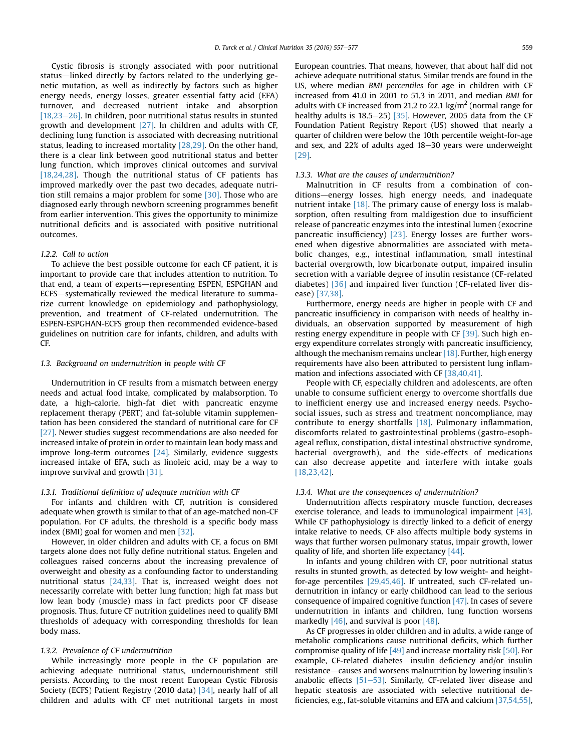Cystic fibrosis is strongly associated with poor nutritional status—linked directly by factors related to the underlying genetic mutation, as well as indirectly by factors such as higher energy needs, energy losses, greater essential fatty acid (EFA) turnover, and decreased nutrient intake and absorption [18,23–26]. In children, poor nutritional status results in stunted growth and development [27]. In children and adults with CF, declining lung function is associated with decreasing nutritional status, leading to increased mortality [28,29]. On the other hand, there is a clear link between good nutritional status and better lung function, which improves clinical outcomes and survival [18,24,28]. Though the nutritional status of CF patients has improved markedly over the past two decades, adequate nutrition still remains a major problem for some [30]. Those who are diagnosed early through newborn screening programmes benefit from earlier intervention. This gives the opportunity to minimize nutritional deficits and is associated with positive nutritional outcomes.

#### 1.2.2. Call to action

To achieve the best possible outcome for each CF patient, it is important to provide care that includes attention to nutrition. To that end, a team of experts—representing ESPEN, ESPGHAN and ECFS—systematically reviewed the medical literature to summarize current knowledge on epidemiology and pathophysiology, prevention, and treatment of CF-related undernutrition. The ESPEN-ESPGHAN-ECFS group then recommended evidence-based guidelines on nutrition care for infants, children, and adults with CF.

### 1.3. Background on undernutrition in people with CF

Undernutrition in CF results from a mismatch between energy needs and actual food intake, complicated by malabsorption. To date, a high-calorie, high-fat diet with pancreatic enzyme replacement therapy (PERT) and fat-soluble vitamin supplementation has been considered the standard of nutritional care for CF [27]. Newer studies suggest recommendations are also needed for increased intake of protein in order to maintain lean body mass and improve long-term outcomes [24]. Similarly, evidence suggests increased intake of EFA, such as linoleic acid, may be a way to improve survival and growth [31].

#### 1.3.1. Traditional definition of adequate nutrition with CF

For infants and children with CF, nutrition is considered adequate when growth is similar to that of an age-matched non-CF population. For CF adults, the threshold is a specific body mass index (BMI) goal for women and men [32].

However, in older children and adults with CF, a focus on BMI targets alone does not fully define nutritional status. Engelen and colleagues raised concerns about the increasing prevalence of overweight and obesity as a confounding factor to understanding nutritional status [24,33]. That is, increased weight does not necessarily correlate with better lung function; high fat mass but low lean body (muscle) mass in fact predicts poor CF disease prognosis. Thus, future CF nutrition guidelines need to qualify BMI thresholds of adequacy with corresponding thresholds for lean body mass.

#### 1.3.2. Prevalence of CF undernutrition

While increasingly more people in the CF population are achieving adequate nutritional status, undernourishment still persists. According to the most recent European Cystic Fibrosis Society (ECFS) Patient Registry (2010 data) [34], nearly half of all children and adults with CF met nutritional targets in most European countries. That means, however, that about half did not achieve adequate nutritional status. Similar trends are found in the US, where median *BMI percentiles* for age in children with CF increased from 41.0 in 2001 to 51.3 in 2011, and median *BMI* for adults with CF increased from 21.2 to 22.1 kg/m$^2$ (normal range for healthy adults is 18.5–25) [35]. However, 2005 data from the CF Foundation Patient Registry Report (US) showed that nearly a quarter of children were below the 10th percentile weight-for-age and sex, and 22% of adults aged 18–30 years were underweight [29].

#### 1.3.3. What are the causes of undernutrition?

Malnutrition in CF results from a combination of conditions—energy losses, high energy needs, and inadequate nutrient intake [18]. The primary cause of energy loss is malabsorption, often resulting from maldigestion due to insufficient release of pancreatic enzymes into the intestinal lumen (exocrine pancreatic insufficiency) [23]. Energy losses are further worsened when digestive abnormalities are associated with metabolic changes, e.g., intestinal inflammation, small intestinal bacterial overgrowth, low bicarbonate output, impaired insulin secretion with a variable degree of insulin resistance (CF-related diabetes) [36] and impaired liver function (CF-related liver disease) [37,38].

Furthermore, energy needs are higher in people with CF and pancreatic insufficiency in comparison with needs of healthy individuals, an observation supported by measurement of high resting energy expenditure in people with CF [39]. Such high energy expenditure correlates strongly with pancreatic insufficiency, although the mechanism remains unclear [18]. Further, high energy requirements have also been attributed to persistent lung inflammation and infections associated with CF [38,40,41].

People with CF, especially children and adolescents, are often unable to consume sufficient energy to overcome shortfalls due to inefficient energy use and increased energy needs. Psychosocial issues, such as stress and treatment noncompliance, may contribute to energy shortfalls [18]. Pulmonary inflammation, discomforts related to gastrointestinal problems (gastro-esophageal reflux, constipation, distal intestinal obstructive syndrome, bacterial overgrowth), and the side-effects of medications can also decrease appetite and interfere with intake goals [18,23,42].

#### 1.3.4. What are the consequences of undernutrition?

Undernutrition affects respiratory muscle function, decreases exercise tolerance, and leads to immunological impairment [43]. While CF pathophysiology is directly linked to a deficit of energy intake relative to needs, CF also affects multiple body systems in ways that further worsen pulmonary status, impair growth, lower quality of life, and shorten life expectancy [44].

In infants and young children with CF, poor nutritional status results in stunted growth, as detected by low weight- and height-for-age percentiles [29,45,46]. If untreated, such CF-related undernutrition in infancy or early childhood can lead to the serious consequence of impaired cognitive function [47]. In cases of severe undernutrition in infants and children, lung function worsens markedly [46], and survival is poor [48].

As CF progresses in older children and in adults, a wide range of metabolic complications cause nutritional deficits, which further compromise quality of life [49] and increase mortality risk [50]. For example, CF-related diabetes—insulin deficiency and/or insulin resistance—causes and worsens malnutrition by lowering insulin's anabolic effects [51–53]. Similarly, CF-related liver disease and hepatic steatosis are associated with selective nutritional deficiencies, e.g., fat-soluble vitamins and EFA and calcium [37,54,55],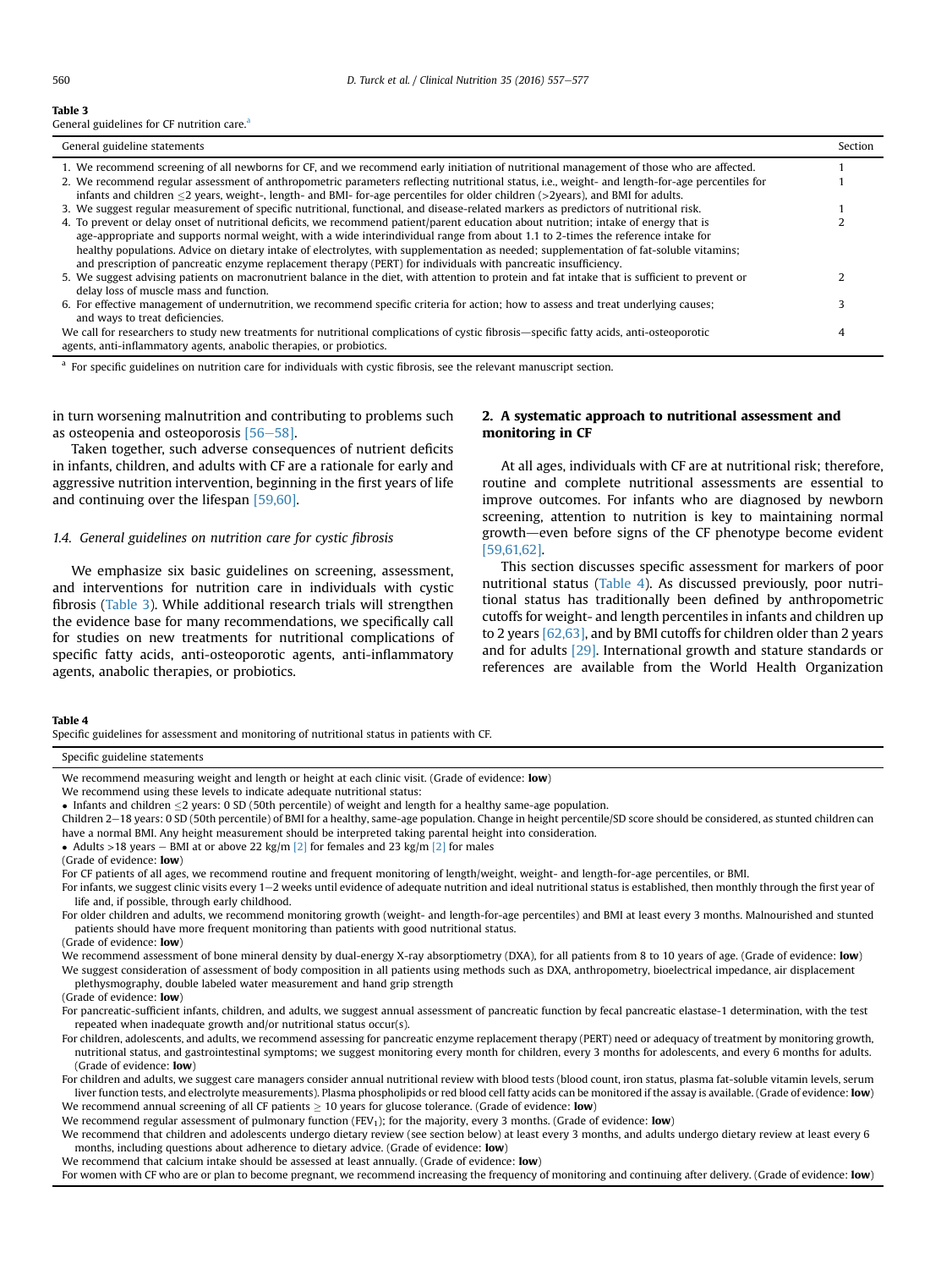**Table 3**
General guidelines for CF nutrition care.[a]

| General guideline statements | Section |
|---|---|
| 1. We recommend screening of all newborns for CF, and we recommend early initiation of nutritional management of those who are affected. | 1 |
| 2. We recommend regular assessment of anthropometric parameters reflecting nutritional status, i.e., weight- and length-for-age percentiles for infants and children ≤2 years, weight-, length- and BMI- for-age percentiles for older children (>2years), and BMI for adults. | 1 |
| 3. We suggest regular measurement of specific nutritional, functional, and disease-related markers as predictors of nutritional risk. | 1 |
| 4. To prevent or delay onset of nutritional deficits, we recommend patient/parent education about nutrition; intake of energy that is age-appropriate and supports normal weight, with a wide interindividual range from about 1.1 to 2-times the reference intake for healthy populations. Advice on dietary intake of electrolytes, with supplementation as needed; supplementation of fat-soluble vitamins; and prescription of pancreatic enzyme replacement therapy (PERT) for individuals with pancreatic insufficiency. | 2 |
| 5. We suggest advising patients on macronutrient balance in the diet, with attention to protein and fat intake that is sufficient to prevent or delay loss of muscle mass and function. | 2 |
| 6. For effective management of undernutrition, we recommend specific criteria for action; how to assess and treat underlying causes; and ways to treat deficiencies. | 3 |
| We call for researchers to study new treatments for nutritional complications of cystic fibrosis—specific fatty acids, anti-osteoporotic agents, anti-inflammatory agents, anabolic therapies, or probiotics. | 4 |

[a] For specific guidelines on nutrition care for individuals with cystic fibrosis, see the relevant manuscript section.

in turn worsening malnutrition and contributing to problems such as osteopenia and osteoporosis [56–58].

Taken together, such adverse consequences of nutrient deficits in infants, children, and adults with CF are a rationale for early and aggressive nutrition intervention, beginning in the first years of life and continuing over the lifespan [59,60].

### 1.4. General guidelines on nutrition care for cystic fibrosis

We emphasize six basic guidelines on screening, assessment, and interventions for nutrition care in individuals with cystic fibrosis (Table 3). While additional research trials will strengthen the evidence base for many recommendations, we specifically call for studies on new treatments for nutritional complications of specific fatty acids, anti-osteoporotic agents, anti-inflammatory agents, anabolic therapies, or probiotics.

## 2. A systematic approach to nutritional assessment and monitoring in CF

At all ages, individuals with CF are at nutritional risk; therefore, routine and complete nutritional assessments are essential to improve outcomes. For infants who are diagnosed by newborn screening, attention to nutrition is key to maintaining normal growth—even before signs of the CF phenotype become evident [59,61,62].

This section discusses specific assessment for markers of poor nutritional status (Table 4). As discussed previously, poor nutritional status has traditionally been defined by anthropometric cutoffs for weight- and length percentiles in infants and children up to 2 years [62,63], and by BMI cutoffs for children older than 2 years and for adults [29]. International growth and stature standards or references are available from the World Health Organization

**Table 4**
Specific guidelines for assessment and monitoring of nutritional status in patients with CF.

| Specific guideline statements |
|---|
| We recommend measuring weight and length or height at each clinic visit. (Grade of evidence: **low**) |
| We recommend using these levels to indicate adequate nutritional status: |
| • Infants and children ≤2 years: 0 SD (50th percentile) of weight and length for a healthy same-age population. |
| Children 2–18 years: 0 SD (50th percentile) of BMI for a healthy, same-age population. Change in height percentile/SD score should be considered, as stunted children can have a normal BMI. Any height measurement should be interpreted taking parental height into consideration. |
| • Adults >18 years – BMI at or above 22 kg/m [2] for females and 23 kg/m [2] for males |
| (Grade of evidence: **low**) |
| For CF patients of all ages, we recommend routine and frequent monitoring of length/weight, weight- and length-for-age percentiles, or BMI. |
| For infants, we suggest clinic visits every 1–2 weeks until evidence of adequate nutrition and ideal nutritional status is established, then monthly through the first year of life and, if possible, through early childhood. |
| For older children and adults, we recommend monitoring growth (weight- and length-for-age percentiles) and BMI at least every 3 months. Malnourished and stunted patients should have more frequent monitoring than patients with good nutritional status. |
| (Grade of evidence: **low**) |
| We recommend assessment of bone mineral density by dual-energy X-ray absorptiometry (DXA), for all patients from 8 to 10 years of age. (Grade of evidence: **low**) |
| We suggest consideration of assessment of body composition in all patients using methods such as DXA, anthropometry, bioelectrical impedance, air displacement plethysmography, double labeled water measurement and hand grip strength |
| (Grade of evidence: **low**) |
| For pancreatic-sufficient infants, children, and adults, we suggest annual assessment of pancreatic function by fecal pancreatic elastase-1 determination, with the test repeated when inadequate growth and/or nutritional status occur(s). |
| For children, adolescents, and adults, we recommend assessing for pancreatic enzyme replacement therapy (PERT) need or adequacy of treatment by monitoring growth, nutritional status, and gastrointestinal symptoms; we suggest monitoring every month for children, every 3 months for adolescents, and every 6 months for adults. (Grade of evidence: **low**) |
| For children and adults, we suggest care managers consider annual nutritional review with blood tests (blood count, iron status, plasma fat-soluble vitamin levels, serum liver function tests, and electrolyte measurements). Plasma phospholipids or red blood cell fatty acids can be monitored if the assay is available. (Grade of evidence: **low**) |
| We recommend annual screening of all CF patients ≥ 10 years for glucose tolerance. (Grade of evidence: **low**) |
| We recommend regular assessment of pulmonary function ($FEV_1$); for the majority, every 3 months. (Grade of evidence: **low**) |
| We recommend that children and adolescents undergo dietary review (see section below) at least every 3 months, and adults undergo dietary review at least every 6 months, including questions about adherence to dietary advice. (Grade of evidence: **low**) |
| We recommend that calcium intake should be assessed at least annually. (Grade of evidence: **low**) |
| For women with CF who are or plan to become pregnant, we recommend increasing the frequency of monitoring and continuing after delivery. (Grade of evidence: **low**) |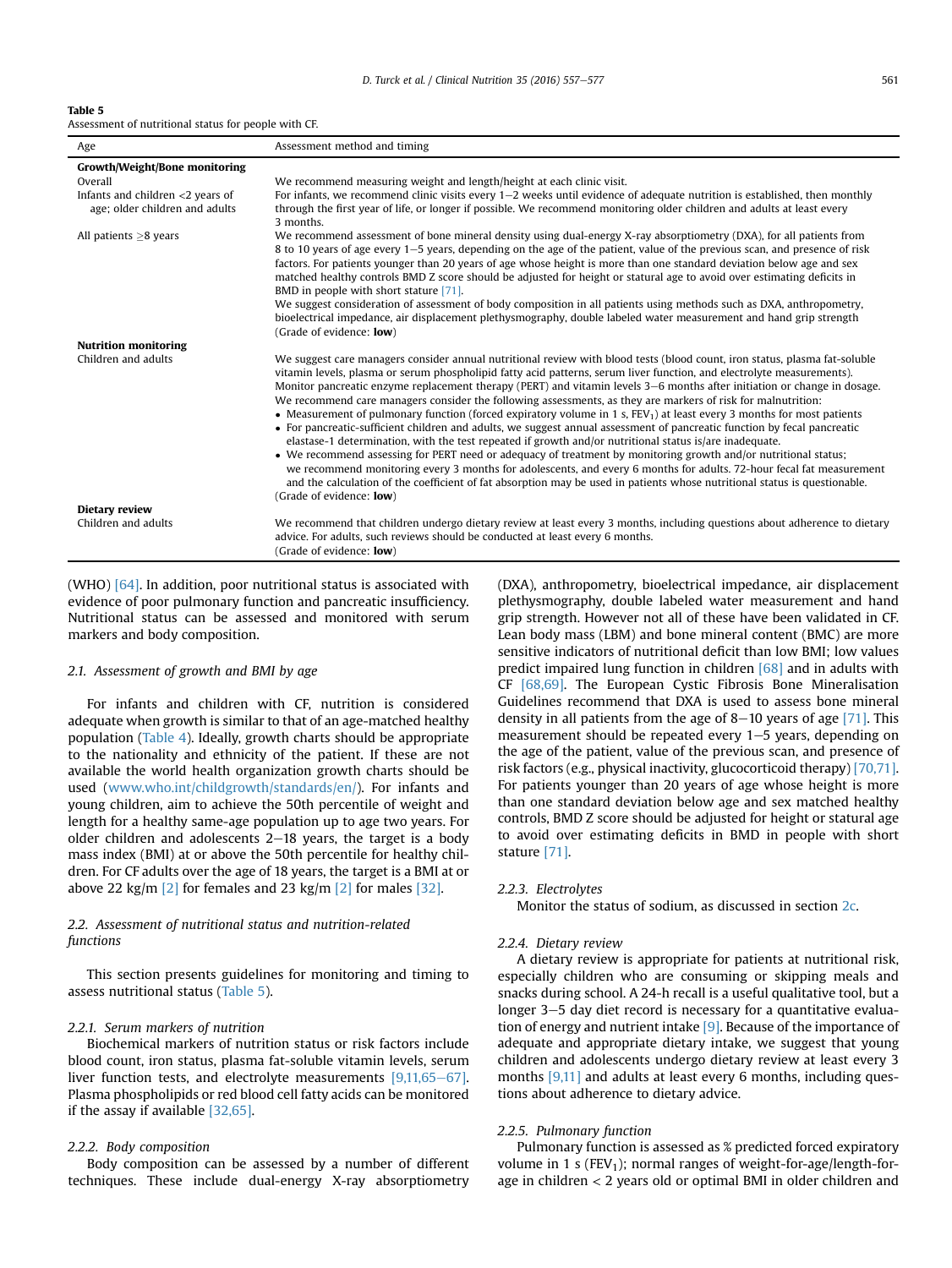**Table 5**
Assessment of nutritional status for people with CF.

| Age | Assessment method and timing |
|---|---|
| **Growth/Weight/Bone monitoring** | |
| Overall | We recommend measuring weight and length/height at each clinic visit. |
| Infants and children <2 years of age; older children and adults | For infants, we recommend clinic visits every 1–2 weeks until evidence of adequate nutrition is established, then monthly through the first year of life, or longer if possible. We recommend monitoring older children and adults at least every 3 months. |
| All patients ≥8 years | We recommend assessment of bone mineral density using dual-energy X-ray absorptiometry (DXA), for all patients from 8 to 10 years of age every 1–5 years, depending on the age of the patient, value of the previous scan, and presence of risk factors. For patients younger than 20 years of age whose height is more than one standard deviation below age and sex matched healthy controls BMD Z score should be adjusted for height or statural age to avoid over estimating deficits in BMD in people with short stature [71]. We suggest consideration of assessment of body composition in all patients using methods such as DXA, anthropometry, bioelectrical impedance, air displacement plethysmography, double labeled water measurement and hand grip strength (Grade of evidence: **low**) |
| **Nutrition monitoring** | |
| Children and adults | We suggest care managers consider annual nutritional review with blood tests (blood count, iron status, plasma fat-soluble vitamin levels, plasma or serum phospholipid fatty acid patterns, serum liver function, and electrolyte measurements). Monitor pancreatic enzyme replacement therapy (PERT) and vitamin levels 3–6 months after initiation or change in dosage. We recommend care managers consider the following assessments, as they are markers of risk for malnutrition: • Measurement of pulmonary function (forced expiratory volume in 1 s, $FEV_1$) at least every 3 months for most patients • For pancreatic-sufficient children and adults, we suggest annual assessment of pancreatic function by fecal pancreatic elastase-1 determination, with the test repeated if growth and/or nutritional status is/are inadequate. • We recommend assessing for PERT need or adequacy of treatment by monitoring growth and/or nutritional status; we recommend monitoring every 3 months for adolescents, and every 6 months for adults. 72-hour fecal fat measurement and the calculation of the coefficient of fat absorption may be used in patients whose nutritional status is questionable. (Grade of evidence: **low**) |
| **Dietary review** | |
| Children and adults | We recommend that children undergo dietary review at least every 3 months, including questions about adherence to dietary advice. For adults, such reviews should be conducted at least every 6 months. (Grade of evidence: **low**) |

(WHO) [64]. In addition, poor nutritional status is associated with evidence of poor pulmonary function and pancreatic insufficiency. Nutritional status can be assessed and monitored with serum markers and body composition.

### 2.1. Assessment of growth and BMI by age

For infants and children with CF, nutrition is considered adequate when growth is similar to that of an age-matched healthy population (Table 4). Ideally, growth charts should be appropriate to the nationality and ethnicity of the patient. If these are not available the world health organization growth charts should be used (www.who.int/childgrowth/standards/en/). For infants and young children, aim to achieve the 50th percentile of weight and length for a healthy same-age population up to age two years. For older children and adolescents 2–18 years, the target is a body mass index (BMI) at or above the 50th percentile for healthy children. For CF adults over the age of 18 years, the target is a BMI at or above 22 kg/m [2] for females and 23 kg/m [2] for males [32].

### 2.2. Assessment of nutritional status and nutrition-related functions

This section presents guidelines for monitoring and timing to assess nutritional status (Table 5).

#### 2.2.1. Serum markers of nutrition

Biochemical markers of nutrition status or risk factors include blood count, iron status, plasma fat-soluble vitamin levels, serum liver function tests, and electrolyte measurements [9,11,65–67]. Plasma phospholipids or red blood cell fatty acids can be monitored if the assay if available [32,65].

#### 2.2.2. Body composition

Body composition can be assessed by a number of different techniques. These include dual-energy X-ray absorptiometry (DXA), anthropometry, bioelectrical impedance, air displacement plethysmography, double labeled water measurement and hand grip strength. However not all of these have been validated in CF. Lean body mass (LBM) and bone mineral content (BMC) are more sensitive indicators of nutritional deficit than low BMI; low values predict impaired lung function in children [68] and in adults with CF [68,69]. The European Cystic Fibrosis Bone Mineralisation Guidelines recommend that DXA is used to assess bone mineral density in all patients from the age of 8–10 years of age [71]. This measurement should be repeated every 1–5 years, depending on the age of the patient, value of the previous scan, and presence of risk factors (e.g., physical inactivity, glucocorticoid therapy) [70,71]. For patients younger than 20 years of age whose height is more than one standard deviation below age and sex matched healthy controls, BMD Z score should be adjusted for height or statural age to avoid over estimating deficits in BMD in people with short stature [71].

#### 2.2.3. Electrolytes

Monitor the status of sodium, as discussed in section 2c.

#### 2.2.4. Dietary review

A dietary review is appropriate for patients at nutritional risk, especially children who are consuming or skipping meals and snacks during school. A 24-h recall is a useful qualitative tool, but a longer 3–5 day diet record is necessary for a quantitative evaluation of energy and nutrient intake [9]. Because of the importance of adequate and appropriate dietary intake, we suggest that young children and adolescents undergo dietary review at least every 3 months [9,11] and adults at least every 6 months, including questions about adherence to dietary advice.

#### 2.2.5. Pulmonary function

Pulmonary function is assessed as % predicted forced expiratory volume in 1 s ($FEV_1$); normal ranges of weight-for-age/length-for-age in children < 2 years old or optimal BMI in older children and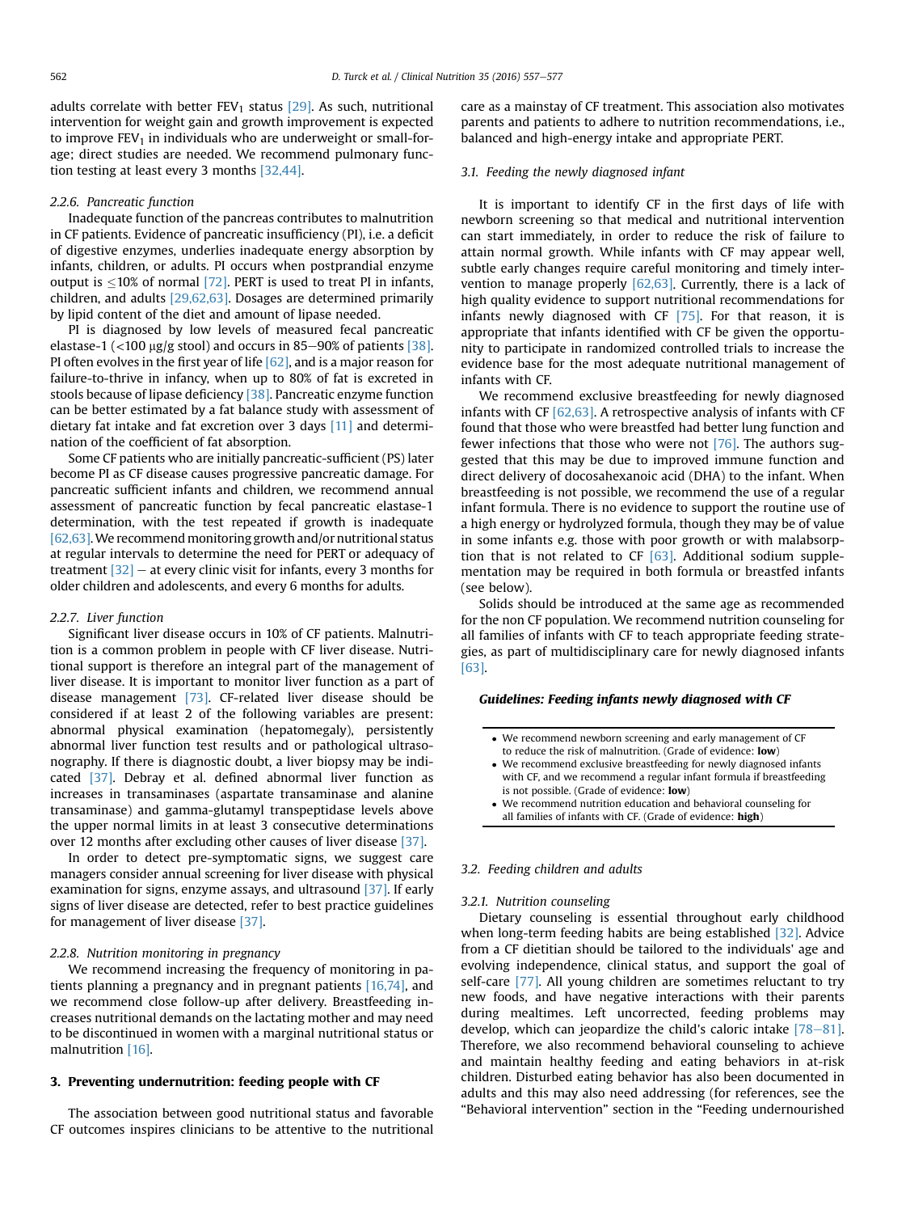adults correlate with better $FEV_1$ status [29]. As such, nutritional intervention for weight gain and growth improvement is expected to improve $FEV_1$ in individuals who are underweight or small-for-age; direct studies are needed. We recommend pulmonary function testing at least every 3 months [32,44].

#### 2.2.6. Pancreatic function

Inadequate function of the pancreas contributes to malnutrition in CF patients. Evidence of pancreatic insufficiency (PI), i.e. a deficit of digestive enzymes, underlies inadequate energy absorption by infants, children, or adults. PI occurs when postprandial enzyme output is $\leq$10% of normal [72]. PERT is used to treat PI in infants, children, and adults [29,62,63]. Dosages are determined primarily by lipid content of the diet and amount of lipase needed.

PI is diagnosed by low levels of measured fecal pancreatic elastase-1 (<100 μg/g stool) and occurs in 85–90% of patients [38]. PI often evolves in the first year of life [62], and is a major reason for failure-to-thrive in infancy, when up to 80% of fat is excreted in stools because of lipase deficiency [38]. Pancreatic enzyme function can be better estimated by a fat balance study with assessment of dietary fat intake and fat excretion over 3 days [11] and determination of the coefficient of fat absorption.

Some CF patients who are initially pancreatic-sufficient (PS) later become PI as CF disease causes progressive pancreatic damage. For pancreatic sufficient infants and children, we recommend annual assessment of pancreatic function by fecal pancreatic elastase-1 determination, with the test repeated if growth is inadequate [62,63]. We recommend monitoring growth and/or nutritional status at regular intervals to determine the need for PERT or adequacy of treatment [32] – at every clinic visit for infants, every 3 months for older children and adolescents, and every 6 months for adults.

#### 2.2.7. Liver function

Significant liver disease occurs in 10% of CF patients. Malnutrition is a common problem in people with CF liver disease. Nutritional support is therefore an integral part of the management of liver disease. It is important to monitor liver function as a part of disease management [73]. CF-related liver disease should be considered if at least 2 of the following variables are present: abnormal physical examination (hepatomegaly), persistently abnormal liver function test results and or pathological ultrasonography. If there is diagnostic doubt, a liver biopsy may be indicated [37]. Debray et al. defined abnormal liver function as increases in transaminases (aspartate transaminase and alanine transaminase) and gamma-glutamyl transpeptidase levels above the upper normal limits in at least 3 consecutive determinations over 12 months after excluding other causes of liver disease [37].

In order to detect pre-symptomatic signs, we suggest care managers consider annual screening for liver disease with physical examination for signs, enzyme assays, and ultrasound [37]. If early signs of liver disease are detected, refer to best practice guidelines for management of liver disease [37].

#### 2.2.8. Nutrition monitoring in pregnancy

We recommend increasing the frequency of monitoring in patients planning a pregnancy and in pregnant patients [16,74], and we recommend close follow-up after delivery. Breastfeeding increases nutritional demands on the lactating mother and may need to be discontinued in women with a marginal nutritional status or malnutrition [16].

## 3. Preventing undernutrition: feeding people with CF

The association between good nutritional status and favorable CF outcomes inspires clinicians to be attentive to the nutritional care as a mainstay of CF treatment. This association also motivates parents and patients to adhere to nutrition recommendations, i.e., balanced and high-energy intake and appropriate PERT.

### 3.1. Feeding the newly diagnosed infant

It is important to identify CF in the first days of life with newborn screening so that medical and nutritional intervention can start immediately, in order to reduce the risk of failure to attain normal growth. While infants with CF may appear well, subtle early changes require careful monitoring and timely intervention to manage properly [62,63]. Currently, there is a lack of high quality evidence to support nutritional recommendations for infants newly diagnosed with CF [75]. For that reason, it is appropriate that infants identified with CF be given the opportunity to participate in randomized controlled trials to increase the evidence base for the most adequate nutritional management of infants with CF.

We recommend exclusive breastfeeding for newly diagnosed infants with CF [62,63]. A retrospective analysis of infants with CF found that those who were breastfed had better lung function and fewer infections that those who were not [76]. The authors suggested that this may be due to improved immune function and direct delivery of docosahexanoic acid (DHA) to the infant. When breastfeeding is not possible, we recommend the use of a regular infant formula. There is no evidence to support the routine use of a high energy or hydrolyzed formula, though they may be of value in some infants e.g. those with poor growth or with malabsorption that is not related to CF [63]. Additional sodium supplementation may be required in both formula or breastfed infants (see below).

Solids should be introduced at the same age as recommended for the non CF population. We recommend nutrition counseling for all families of infants with CF to teach appropriate feeding strategies, as part of multidisciplinary care for newly diagnosed infants [63].

**Guidelines: Feeding infants newly diagnosed with CF**

- We recommend newborn screening and early management of CF to reduce the risk of malnutrition. (Grade of evidence: **low**)
- We recommend exclusive breastfeeding for newly diagnosed infants with CF, and we recommend a regular infant formula if breastfeeding is not possible. (Grade of evidence: **low**)
- We recommend nutrition education and behavioral counseling for all families of infants with CF. (Grade of evidence: **high**)

### 3.2. Feeding children and adults

#### 3.2.1. Nutrition counseling

Dietary counseling is essential throughout early childhood when long-term feeding habits are being established [32]. Advice from a CF dietitian should be tailored to the individuals' age and evolving independence, clinical status, and support the goal of self-care [77]. All young children are sometimes reluctant to try new foods, and have negative interactions with their parents during mealtimes. Left uncorrected, feeding problems may develop, which can jeopardize the child's caloric intake [78–81]. Therefore, we also recommend behavioral counseling to achieve and maintain healthy feeding and eating behaviors in at-risk children. Disturbed eating behavior has also been documented in adults and this may also need addressing (for references, see the "Behavioral intervention" section in the "Feeding undernourished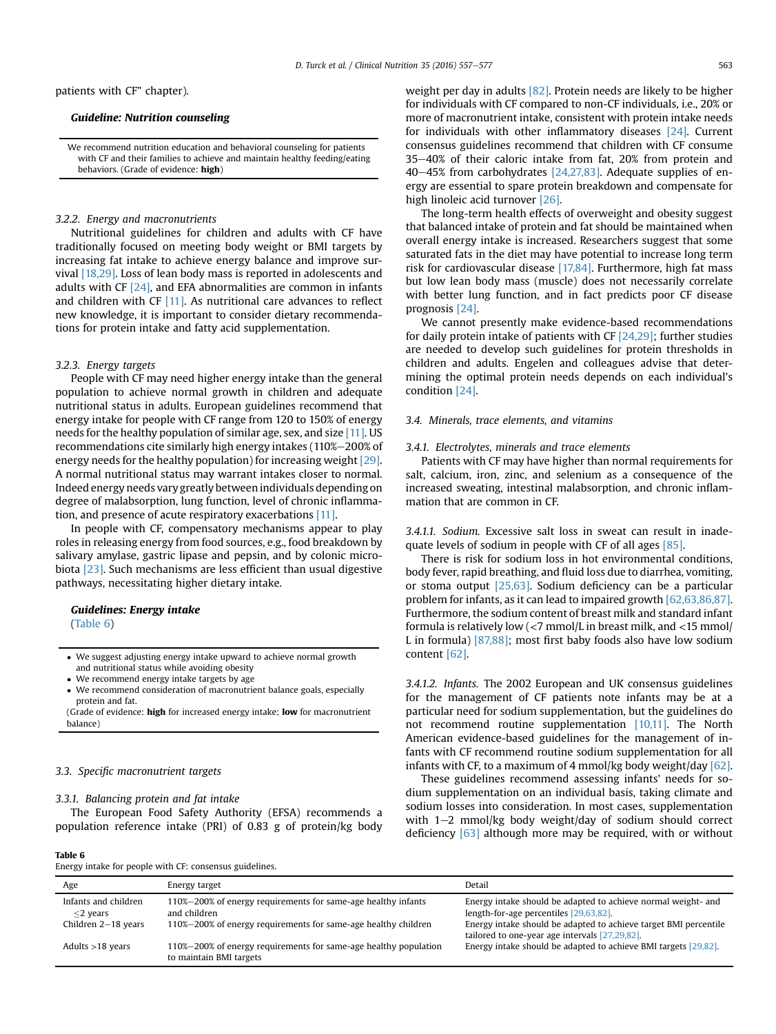patients with CF" chapter).

**_Guideline: Nutrition counseling_**

We recommend nutrition education and behavioral counseling for patients with CF and their families to achieve and maintain healthy feeding/eating behaviors. (Grade of evidence: **high**)

### 3.2.2. Energy and macronutrients

Nutritional guidelines for children and adults with CF have traditionally focused on meeting body weight or BMI targets by increasing fat intake to achieve energy balance and improve survival [18,29]. Loss of lean body mass is reported in adolescents and adults with CF [24], and EFA abnormalities are common in infants and children with CF [11]. As nutritional care advances to reflect new knowledge, it is important to consider dietary recommendations for protein intake and fatty acid supplementation.

### 3.2.3. Energy targets

People with CF may need higher energy intake than the general population to achieve normal growth in children and adequate nutritional status in adults. European guidelines recommend that energy intake for people with CF range from 120 to 150% of energy needs for the healthy population of similar age, sex, and size [11]. US recommendations cite similarly high energy intakes (110%–200% of energy needs for the healthy population) for increasing weight [29]. A normal nutritional status may warrant intakes closer to normal. Indeed energy needs vary greatly between individuals depending on degree of malabsorption, lung function, level of chronic inflammation, and presence of acute respiratory exacerbations [11].

In people with CF, compensatory mechanisms appear to play roles in releasing energy from food sources, e.g., food breakdown by salivary amylase, gastric lipase and pepsin, and by colonic microbiota [23]. Such mechanisms are less efficient than usual digestive pathways, necessitating higher dietary intake.

**_Guidelines: Energy intake_**
(Table 6)

- We suggest adjusting energy intake upward to achieve normal growth and nutritional status while avoiding obesity
- We recommend energy intake targets by age
- We recommend consideration of macronutrient balance goals, especially protein and fat.

(Grade of evidence: **high** for increased energy intake; **low** for macronutrient balance)

## 3.3. Specific macronutrient targets

### 3.3.1. Balancing protein and fat intake

The European Food Safety Authority (EFSA) recommends a population reference intake (PRI) of 0.83 g of protein/kg body weight per day in adults [82]. Protein needs are likely to be higher for individuals with CF compared to non-CF individuals, i.e., 20% or more of macronutrient intake, consistent with protein intake needs for individuals with other inflammatory diseases [24]. Current consensus guidelines recommend that children with CF consume 35–40% of their caloric intake from fat, 20% from protein and 40–45% from carbohydrates [24,27,83]. Adequate supplies of energy are essential to spare protein breakdown and compensate for high linoleic acid turnover [26].

The long-term health effects of overweight and obesity suggest that balanced intake of protein and fat should be maintained when overall energy intake is increased. Researchers suggest that some saturated fats in the diet may have potential to increase long term risk for cardiovascular disease [17,84]. Furthermore, high fat mass but low lean body mass (muscle) does not necessarily correlate with better lung function, and in fact predicts poor CF disease prognosis [24].

We cannot presently make evidence-based recommendations for daily protein intake of patients with CF [24,29]; further studies are needed to develop such guidelines for protein thresholds in children and adults. Engelen and colleagues advise that determining the optimal protein needs depends on each individual's condition [24].

## 3.4. Minerals, trace elements, and vitamins

### 3.4.1. Electrolytes, minerals and trace elements

Patients with CF may have higher than normal requirements for salt, calcium, iron, zinc, and selenium as a consequence of the increased sweating, intestinal malabsorption, and chronic inflammation that are common in CF.

#### 3.4.1.1. Sodium.

Excessive salt loss in sweat can result in inadequate levels of sodium in people with CF of all ages [85].

There is risk for sodium loss in hot environmental conditions, body fever, rapid breathing, and fluid loss due to diarrhea, vomiting, or stoma output [25,63]. Sodium deficiency can be a particular problem for infants, as it can lead to impaired growth [62,63,86,87]. Furthermore, the sodium content of breast milk and standard infant formula is relatively low (<7 mmol/L in breast milk, and <15 mmol/L in formula) [87,88]; most first baby foods also have low sodium content [62].

#### 3.4.1.2. Infants.

The 2002 European and UK consensus guidelines for the management of CF patients note infants may be at a particular need for sodium supplementation, but the guidelines do not recommend routine supplementation [10,11]. The North American evidence-based guidelines for the management of infants with CF recommend routine sodium supplementation for all infants with CF, to a maximum of 4 mmol/kg body weight/day [62].

These guidelines recommend assessing infants' needs for sodium supplementation on an individual basis, taking climate and sodium losses into consideration. In most cases, supplementation with 1–2 mmol/kg body weight/day of sodium should correct deficiency [63] although more may be required, with or without

**Table 6**
Energy intake for people with CF: consensus guidelines.

| Age | Energy target | Detail |
|---|---|---|
| Infants and children ≤2 years | 110%–200% of energy requirements for same-age healthy infants and children | Energy intake should be adapted to achieve normal weight- and length-for-age percentiles [29,63,82]. |
| Children 2–18 years | 110%–200% of energy requirements for same-age healthy children | Energy intake should be adapted to achieve target BMI percentile tailored to one-year age intervals [27,29,82]. |
| Adults >18 years | 110%–200% of energy requirements for same-age healthy population to maintain BMI targets | Energy intake should be adapted to achieve BMI targets [29,82]. |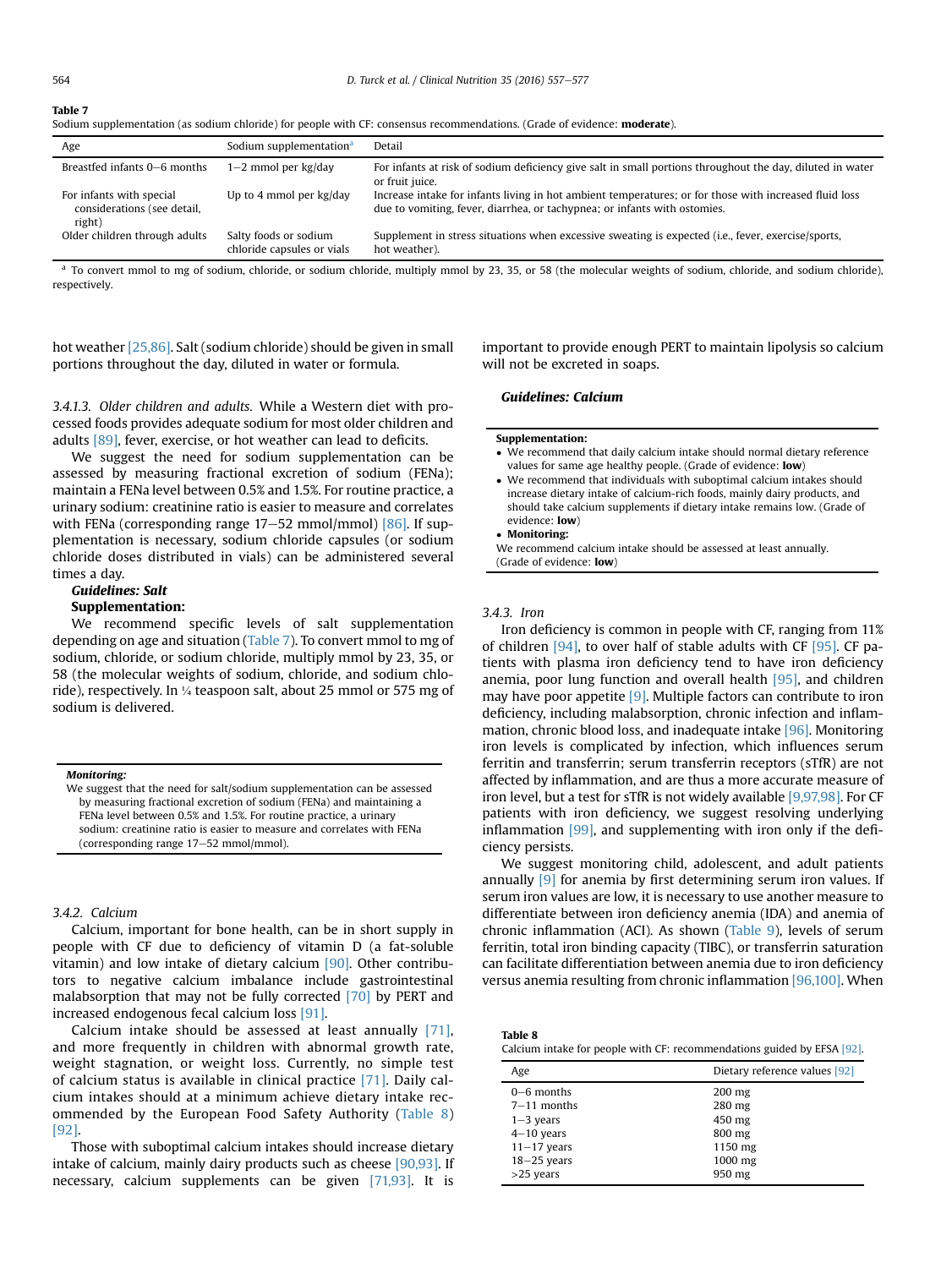**Table 7**
Sodium supplementation (as sodium chloride) for people with CF: consensus recommendations. (Grade of evidence: **moderate**).

| Age | Sodium supplementation[a] | Detail |
|---|---|---|
| Breastfed infants 0–6 months | 1–2 mmol per kg/day | For infants at risk of sodium deficiency give salt in small portions throughout the day, diluted in water or fruit juice. |
| For infants with special considerations (see detail, right) | Up to 4 mmol per kg/day | Increase intake for infants living in hot ambient temperatures; or for those with increased fluid loss due to vomiting, fever, diarrhea, or tachypnea; or infants with ostomies. |
| Older children through adults | Salty foods or sodium chloride capsules or vials | Supplement in stress situations when excessive sweating is expected (i.e., fever, exercise/sports, hot weather). |

[a] To convert mmol to mg of sodium, chloride, or sodium chloride, multiply mmol by 23, 35, or 58 (the molecular weights of sodium, chloride, and sodium chloride), respectively.

hot weather [25,86]. Salt (sodium chloride) should be given in small portions throughout the day, diluted in water or formula.

*3.4.1.3. Older children and adults.* While a Western diet with processed foods provides adequate sodium for most older children and adults [89], fever, exercise, or hot weather can lead to deficits.

We suggest the need for sodium supplementation can be assessed by measuring fractional excretion of sodium (FENa); maintain a FENa level between 0.5% and 1.5%. For routine practice, a urinary sodium: creatinine ratio is easier to measure and correlates with FENa (corresponding range 17–52 mmol/mmol) [86]. If supplementation is necessary, sodium chloride capsules (or sodium chloride doses distributed in vials) can be administered several times a day.

***Guidelines: Salt***

**Supplementation:**

We recommend specific levels of salt supplementation depending on age and situation (Table 7). To convert mmol to mg of sodium, chloride, or sodium chloride, multiply mmol by 23, 35, or 58 (the molecular weights of sodium, chloride, and sodium chloride), respectively. In ¼ teaspoon salt, about 25 mmol or 575 mg of sodium is delivered.

***Monitoring:***

We suggest that the need for salt/sodium supplementation can be assessed by measuring fractional excretion of sodium (FENa) and maintaining a FENa level between 0.5% and 1.5%. For routine practice, a urinary sodium: creatinine ratio is easier to measure and correlates with FENa (corresponding range 17–52 mmol/mmol).

*3.4.2. Calcium*

Calcium, important for bone health, can be in short supply in people with CF due to deficiency of vitamin D (a fat-soluble vitamin) and low intake of dietary calcium [90]. Other contributors to negative calcium imbalance include gastrointestinal malabsorption that may not be fully corrected [70] by PERT and increased endogenous fecal calcium loss [91].

Calcium intake should be assessed at least annually [71], and more frequently in children with abnormal growth rate, weight stagnation, or weight loss. Currently, no simple test of calcium status is available in clinical practice [71]. Daily calcium intakes should at a minimum achieve dietary intake recommended by the European Food Safety Authority (Table 8) [92].

Those with suboptimal calcium intakes should increase dietary intake of calcium, mainly dairy products such as cheese [90,93]. If necessary, calcium supplements can be given [71,93]. It is important to provide enough PERT to maintain lipolysis so calcium will not be excreted in soaps.

***Guidelines: Calcium***

**Supplementation:**

- We recommend that daily calcium intake should normal dietary reference values for same age healthy people. (Grade of evidence: **low**)
- We recommend that individuals with suboptimal calcium intakes should increase dietary intake of calcium-rich foods, mainly dairy products, and should take calcium supplements if dietary intake remains low. (Grade of evidence: **low**)
- **Monitoring:**

We recommend calcium intake should be assessed at least annually. (Grade of evidence: **low**)

*3.4.3. Iron*

Iron deficiency is common in people with CF, ranging from 11% of children [94], to over half of stable adults with CF [95]. CF patients with plasma iron deficiency tend to have iron deficiency anemia, poor lung function and overall health [95], and children may have poor appetite [9]. Multiple factors can contribute to iron deficiency, including malabsorption, chronic infection and inflammation, chronic blood loss, and inadequate intake [96]. Monitoring iron levels is complicated by infection, which influences serum ferritin and transferrin; serum transferrin receptors (sTfR) are not affected by inflammation, and are thus a more accurate measure of iron level, but a test for sTfR is not widely available [9,97,98]. For CF patients with iron deficiency, we suggest resolving underlying inflammation [99], and supplementing with iron only if the deficiency persists.

We suggest monitoring child, adolescent, and adult patients annually [9] for anemia by first determining serum iron values. If serum iron values are low, it is necessary to use another measure to differentiate between iron deficiency anemia (IDA) and anemia of chronic inflammation (ACI). As shown (Table 9), levels of serum ferritin, total iron binding capacity (TIBC), or transferrin saturation can facilitate differentiation between anemia due to iron deficiency versus anemia resulting from chronic inflammation [96,100]. When

**Table 8**
Calcium intake for people with CF: recommendations guided by EFSA [92].

| Age | Dietary reference values [92] |
|---|---|
| 0–6 months | 200 mg |
| 7–11 months | 280 mg |
| 1–3 years | 450 mg |
| 4–10 years | 800 mg |
| 11–17 years | 1150 mg |
| 18–25 years | 1000 mg |
| >25 years | 950 mg |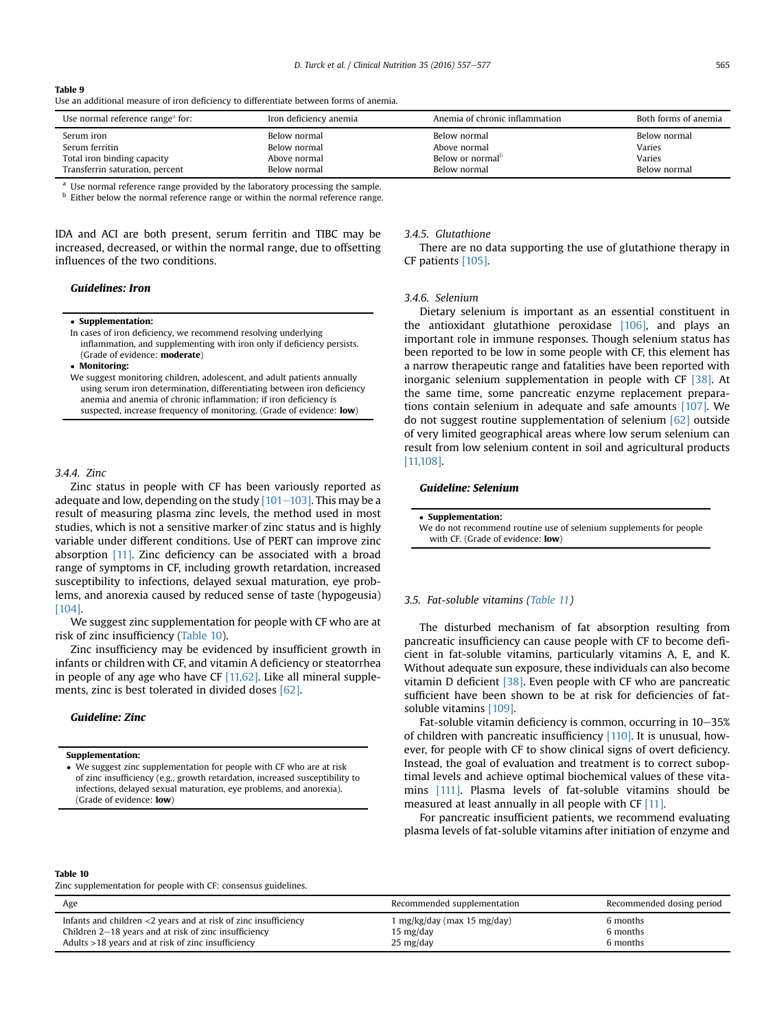**Table 9**
Use an additional measure of iron deficiency to differentiate between forms of anemia.

| Use normal reference range[a] for: | Iron deficiency anemia | Anemia of chronic inflammation | Both forms of anemia |
|---|---|---|---|
| Serum iron | Below normal | Below normal | Below normal |
| Serum ferritin | Below normal | Above normal | Varies |
| Total iron binding capacity | Above normal | Below or normal[b] | Varies |
| Transferrin saturation, percent | Below normal | Below normal | Below normal |

[a] Use normal reference range provided by the laboratory processing the sample.
[b] Either below the normal reference range or within the normal reference range.

IDA and ACI are both present, serum ferritin and TIBC may be increased, decreased, or within the normal range, due to offsetting influences of the two conditions.

**_Guidelines: Iron_**

- **Supplementation:**

In cases of iron deficiency, we recommend resolving underlying inflammation, and supplementing with iron only if deficiency persists. (Grade of evidence: **moderate**)

- **Monitoring:**

We suggest monitoring children, adolescent, and adult patients annually using serum iron determination, differentiating between iron deficiency anemia and anemia of chronic inflammation; if iron deficiency is suspected, increase frequency of monitoring. (Grade of evidence: **low**)

### 3.4.4. Zinc

Zinc status in people with CF has been variously reported as adequate and low, depending on the study [101–103]. This may be a result of measuring plasma zinc levels, the method used in most studies, which is not a sensitive marker of zinc status and is highly variable under different conditions. Use of PERT can improve zinc absorption [11]. Zinc deficiency can be associated with a broad range of symptoms in CF, including growth retardation, increased susceptibility to infections, delayed sexual maturation, eye problems, and anorexia caused by reduced sense of taste (hypogeusia) [104].

We suggest zinc supplementation for people with CF who are at risk of zinc insufficiency (Table 10).

Zinc insufficiency may be evidenced by insufficient growth in infants or children with CF, and vitamin A deficiency or steatorrhea in people of any age who have CF [11,62]. Like all mineral supplements, zinc is best tolerated in divided doses [62].

**_Guideline: Zinc_**

**Supplementation:**

- We suggest zinc supplementation for people with CF who are at risk of zinc insufficiency (e.g., growth retardation, increased susceptibility to infections, delayed sexual maturation, eye problems, and anorexia). (Grade of evidence: **low**)

### 3.4.5. Glutathione

There are no data supporting the use of glutathione therapy in CF patients [105].

### 3.4.6. Selenium

Dietary selenium is important as an essential constituent in the antioxidant glutathione peroxidase [106], and plays an important role in immune responses. Though selenium status has been reported to be low in some people with CF, this element has a narrow therapeutic range and fatalities have been reported with inorganic selenium supplementation in people with CF [38]. At the same time, some pancreatic enzyme replacement preparations contain selenium in adequate and safe amounts [107]. We do not suggest routine supplementation of selenium [62] outside of very limited geographical areas where low serum selenium can result from low selenium content in soil and agricultural products [11,108].

**_Guideline: Selenium_**

- **Supplementation:**

We do not recommend routine use of selenium supplements for people with CF. (Grade of evidence: **low**)

## 3.5. Fat-soluble vitamins (Table 11)

The disturbed mechanism of fat absorption resulting from pancreatic insufficiency can cause people with CF to become deficient in fat-soluble vitamins, particularly vitamins A, E, and K. Without adequate sun exposure, these individuals can also become vitamin D deficient [38]. Even people with CF who are pancreatic sufficient have been shown to be at risk for deficiencies of fat-soluble vitamins [109].

Fat-soluble vitamin deficiency is common, occurring in 10–35% of children with pancreatic insufficiency [110]. It is unusual, however, for people with CF to show clinical signs of overt deficiency. Instead, the goal of evaluation and treatment is to correct suboptimal levels and achieve optimal biochemical values of these vitamins [111]. Plasma levels of fat-soluble vitamins should be measured at least annually in all people with CF [11].

For pancreatic insufficient patients, we recommend evaluating plasma levels of fat-soluble vitamins after initiation of enzyme and

**Table 10**
Zinc supplementation for people with CF: consensus guidelines.

| Age | Recommended supplementation | Recommended dosing period |
|---|---|---|
| Infants and children <2 years and at risk of zinc insufficiency | 1 mg/kg/day (max 15 mg/day) | 6 months |
| Children 2–18 years and at risk of zinc insufficiency | 15 mg/day | 6 months |
| Adults >18 years and at risk of zinc insufficiency | 25 mg/day | 6 months |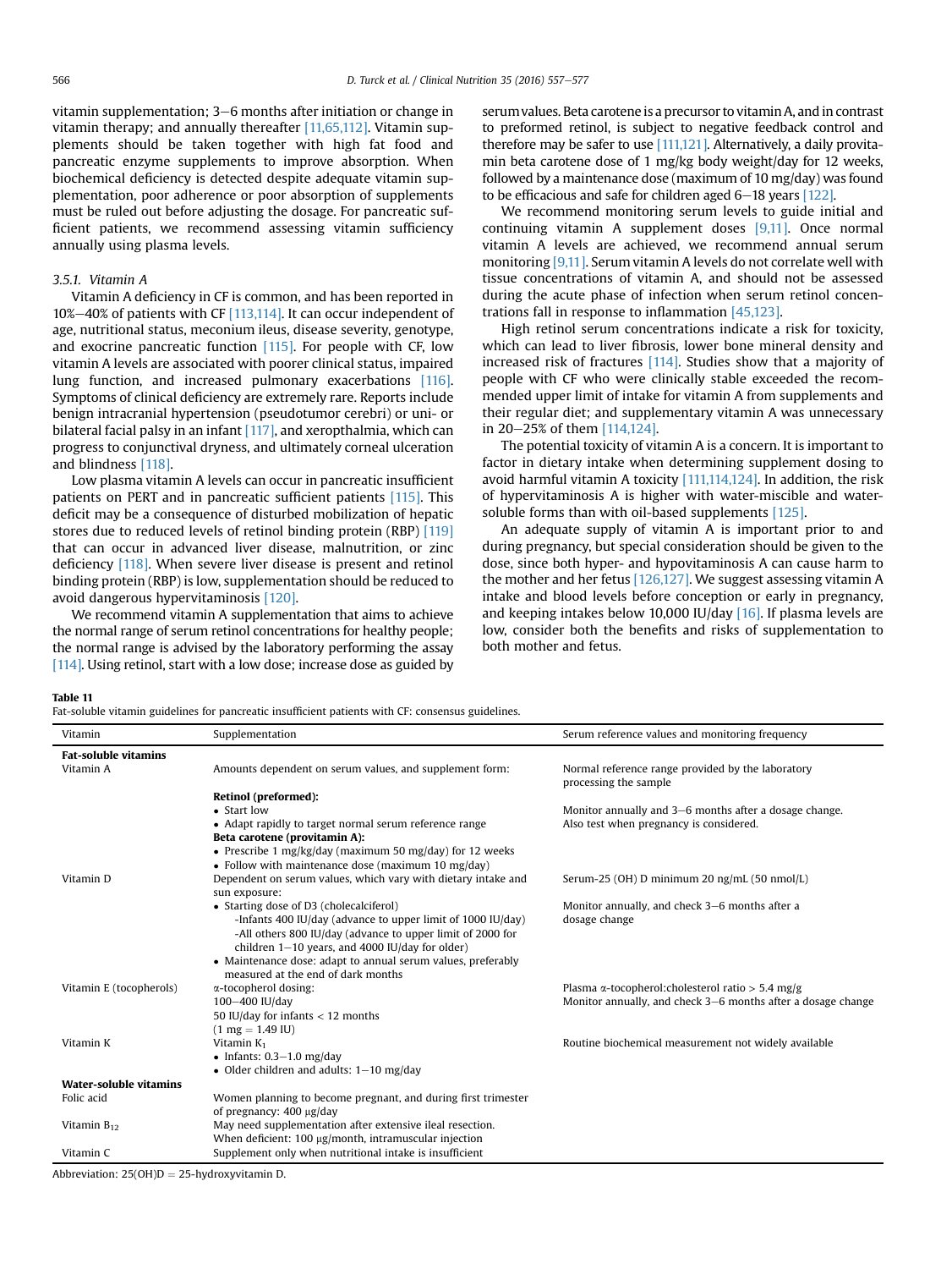vitamin supplementation; 3–6 months after initiation or change in vitamin therapy; and annually thereafter [11,65,112]. Vitamin supplements should be taken together with high fat food and pancreatic enzyme supplements to improve absorption. When biochemical deficiency is detected despite adequate vitamin supplementation, poor adherence or poor absorption of supplements must be ruled out before adjusting the dosage. For pancreatic sufficient patients, we recommend assessing vitamin sufficiency annually using plasma levels.

### 3.5.1. Vitamin A

Vitamin A deficiency in CF is common, and has been reported in 10%–40% of patients with CF [113,114]. It can occur independent of age, nutritional status, meconium ileus, disease severity, genotype, and exocrine pancreatic function [115]. For people with CF, low vitamin A levels are associated with poorer clinical status, impaired lung function, and increased pulmonary exacerbations [116]. Symptoms of clinical deficiency are extremely rare. Reports include benign intracranial hypertension (pseudotumor cerebri) or uni- or bilateral facial palsy in an infant [117], and xeropthalmia, which can progress to conjunctival dryness, and ultimately corneal ulceration and blindness [118].

Low plasma vitamin A levels can occur in pancreatic insufficient patients on PERT and in pancreatic sufficient patients [115]. This deficit may be a consequence of disturbed mobilization of hepatic stores due to reduced levels of retinol binding protein (RBP) [119] that can occur in advanced liver disease, malnutrition, or zinc deficiency [118]. When severe liver disease is present and retinol binding protein (RBP) is low, supplementation should be reduced to avoid dangerous hypervitaminosis [120].

We recommend vitamin A supplementation that aims to achieve the normal range of serum retinol concentrations for healthy people; the normal range is advised by the laboratory performing the assay [114]. Using retinol, start with a low dose; increase dose as guided by serum values. Beta carotene is a precursor to vitamin A, and in contrast to preformed retinol, is subject to negative feedback control and therefore may be safer to use [111,121]. Alternatively, a daily provitamin beta carotene dose of 1 mg/kg body weight/day for 12 weeks, followed by a maintenance dose (maximum of 10 mg/day) was found to be efficacious and safe for children aged 6–18 years [122].

We recommend monitoring serum levels to guide initial and continuing vitamin A supplement doses [9,11]. Once normal vitamin A levels are achieved, we recommend annual serum monitoring [9,11]. Serum vitamin A levels do not correlate well with tissue concentrations of vitamin A, and should not be assessed during the acute phase of infection when serum retinol concentrations fall in response to inflammation [45,123].

High retinol serum concentrations indicate a risk for toxicity, which can lead to liver fibrosis, lower bone mineral density and increased risk of fractures [114]. Studies show that a majority of people with CF who were clinically stable exceeded the recommended upper limit of intake for vitamin A from supplements and their regular diet; and supplementary vitamin A was unnecessary in 20–25% of them [114,124].

The potential toxicity of vitamin A is a concern. It is important to factor in dietary intake when determining supplement dosing to avoid harmful vitamin A toxicity [111,114,124]. In addition, the risk of hypervitaminosis A is higher with water-miscible and water-soluble forms than with oil-based supplements [125].

An adequate supply of vitamin A is important prior to and during pregnancy, but special consideration should be given to the dose, since both hyper- and hypovitaminosis A can cause harm to the mother and her fetus [126,127]. We suggest assessing vitamin A intake and blood levels before conception or early in pregnancy, and keeping intakes below 10,000 IU/day [16]. If plasma levels are low, consider both the benefits and risks of supplementation to both mother and fetus.

**Table 11**
Fat-soluble vitamin guidelines for pancreatic insufficient patients with CF: consensus guidelines.

| Vitamin | Supplementation | Serum reference values and monitoring frequency |
|---|---|---|
| **Fat-soluble vitamins** | | |
| Vitamin A | Amounts dependent on serum values, and supplement form: | Normal reference range provided by the laboratory processing the sample |
| | **Retinol (preformed):**<br>• Start low<br>• Adapt rapidly to target normal serum reference range<br>**Beta carotene (provitamin A):**<br>• Prescribe 1 mg/kg/day (maximum 50 mg/day) for 12 weeks<br>• Follow with maintenance dose (maximum 10 mg/day) | Monitor annually and 3–6 months after a dosage change.<br>Also test when pregnancy is considered. |
| Vitamin D | Dependent on serum values, which vary with dietary intake and sun exposure:<br>• Starting dose of D3 (cholecalciferol)<br>-Infants 400 IU/day (advance to upper limit of 1000 IU/day)<br>-All others 800 IU/day (advance to upper limit of 2000 for children 1–10 years, and 4000 IU/day for older)<br>• Maintenance dose: adapt to annual serum values, preferably measured at the end of dark months | Serum-25 (OH) D minimum 20 ng/mL (50 nmol/L)<br>Monitor annually, and check 3–6 months after a dosage change |
| Vitamin E (tocopherols) | α-tocopherol dosing:<br>100–400 IU/day<br>50 IU/day for infants < 12 months<br>(1 mg = 1.49 IU) | Plasma α-tocopherol:cholesterol ratio > 5.4 mg/g<br>Monitor annually, and check 3–6 months after a dosage change |
| Vitamin K | Vitamin $K_1$<br>• Infants: 0.3–1.0 mg/day<br>• Older children and adults: 1–10 mg/day | Routine biochemical measurement not widely available |
| **Water-soluble vitamins** | | |
| Folic acid | Women planning to become pregnant, and during first trimester of pregnancy: 400 μg/day | |
| Vitamin $B_{12}$ | May need supplementation after extensive ileal resection.<br>When deficient: 100 μg/month, intramuscular injection | |
| Vitamin C | Supplement only when nutritional intake is insufficient | |

Abbreviation: 25(OH)D = 25-hydroxyvitamin D.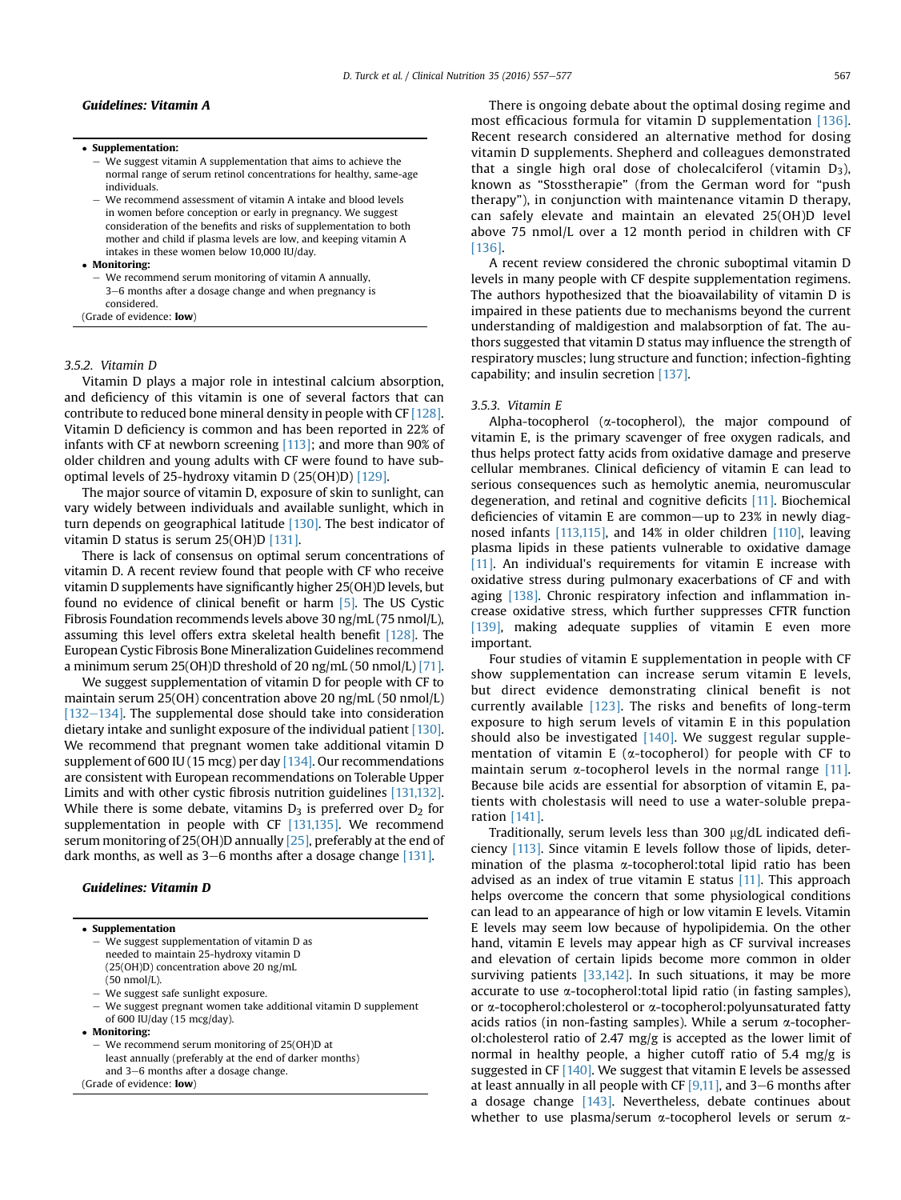### Guidelines: Vitamin A

- **Supplementation:**
  - We suggest vitamin A supplementation that aims to achieve the normal range of serum retinol concentrations for healthy, same-age individuals.
  - We recommend assessment of vitamin A intake and blood levels in women before conception or early in pregnancy. We suggest consideration of the benefits and risks of supplementation to both mother and child if plasma levels are low, and keeping vitamin A intakes in these women below 10,000 IU/day.
- **Monitoring:**
  - We recommend serum monitoring of vitamin A annually, 3–6 months after a dosage change and when pregnancy is considered.

(Grade of evidence: **low**)

#### 3.5.2. Vitamin D

Vitamin D plays a major role in intestinal calcium absorption, and deficiency of this vitamin is one of several factors that can contribute to reduced bone mineral density in people with CF [128]. Vitamin D deficiency is common and has been reported in 22% of infants with CF at newborn screening [113]; and more than 90% of older children and young adults with CF were found to have suboptimal levels of 25-hydroxy vitamin D (25(OH)D) [129].

The major source of vitamin D, exposure of skin to sunlight, can vary widely between individuals and available sunlight, which in turn depends on geographical latitude [130]. The best indicator of vitamin D status is serum 25(OH)D [131].

There is lack of consensus on optimal serum concentrations of vitamin D. A recent review found that people with CF who receive vitamin D supplements have significantly higher 25(OH)D levels, but found no evidence of clinical benefit or harm [5]. The US Cystic Fibrosis Foundation recommends levels above 30 ng/mL (75 nmol/L), assuming this level offers extra skeletal health benefit [128]. The European Cystic Fibrosis Bone Mineralization Guidelines recommend a minimum serum 25(OH)D threshold of 20 ng/mL (50 nmol/L) [71].

We suggest supplementation of vitamin D for people with CF to maintain serum 25(OH) concentration above 20 ng/mL (50 nmol/L) [132–134]. The supplemental dose should take into consideration dietary intake and sunlight exposure of the individual patient [130]. We recommend that pregnant women take additional vitamin D supplement of 600 IU (15 mcg) per day [134]. Our recommendations are consistent with European recommendations on Tolerable Upper Limits and with other cystic fibrosis nutrition guidelines [131,132]. While there is some debate, vitamins $D_3$ is preferred over $D_2$ for supplementation in people with CF [131,135]. We recommend serum monitoring of 25(OH)D annually [25], preferably at the end of dark months, as well as 3–6 months after a dosage change [131].

### Guidelines: Vitamin D

- **Supplementation**
  - We suggest supplementation of vitamin D as needed to maintain 25-hydroxy vitamin D (25(OH)D) concentration above 20 ng/mL (50 nmol/L).
  - We suggest safe sunlight exposure.
  - We suggest pregnant women take additional vitamin D supplement of 600 IU/day (15 mcg/day).
- **Monitoring:**
  - We recommend serum monitoring of 25(OH)D at least annually (preferably at the end of darker months) and 3–6 months after a dosage change.

(Grade of evidence: **low**)

There is ongoing debate about the optimal dosing regime and most efficacious formula for vitamin D supplementation [136]. Recent research considered an alternative method for dosing vitamin D supplements. Shepherd and colleagues demonstrated that a single high oral dose of cholecalciferol (vitamin $D_3$), known as "Stosstherapie" (from the German word for "push therapy"), in conjunction with maintenance vitamin D therapy, can safely elevate and maintain an elevated 25(OH)D level above 75 nmol/L over a 12 month period in children with CF [136].

A recent review considered the chronic suboptimal vitamin D levels in many people with CF despite supplementation regimens. The authors hypothesized that the bioavailability of vitamin D is impaired in these patients due to mechanisms beyond the current understanding of maldigestion and malabsorption of fat. The authors suggested that vitamin D status may influence the strength of respiratory muscles; lung structure and function; infection-fighting capability; and insulin secretion [137].

#### 3.5.3. Vitamin E

Alpha-tocopherol (α-tocopherol), the major compound of vitamin E, is the primary scavenger of free oxygen radicals, and thus helps protect fatty acids from oxidative damage and preserve cellular membranes. Clinical deficiency of vitamin E can lead to serious consequences such as hemolytic anemia, neuromuscular degeneration, and retinal and cognitive deficits [11]. Biochemical deficiencies of vitamin E are common—up to 23% in newly diagnosed infants [113,115], and 14% in older children [110], leaving plasma lipids in these patients vulnerable to oxidative damage [11]. An individual's requirements for vitamin E increase with oxidative stress during pulmonary exacerbations of CF and with aging [138]. Chronic respiratory infection and inflammation increase oxidative stress, which further suppresses CFTR function [139], making adequate supplies of vitamin E even more important.

Four studies of vitamin E supplementation in people with CF show supplementation can increase serum vitamin E levels, but direct evidence demonstrating clinical benefit is not currently available [123]. The risks and benefits of long-term exposure to high serum levels of vitamin E in this population should also be investigated [140]. We suggest regular supplementation of vitamin E (α-tocopherol) for people with CF to maintain serum α-tocopherol levels in the normal range [11]. Because bile acids are essential for absorption of vitamin E, patients with cholestasis will need to use a water-soluble preparation [141].

Traditionally, serum levels less than 300 μg/dL indicated deficiency [113]. Since vitamin E levels follow those of lipids, determination of the plasma α-tocopherol:total lipid ratio has been advised as an index of true vitamin E status [11]. This approach helps overcome the concern that some physiological conditions can lead to an appearance of high or low vitamin E levels. Vitamin E levels may seem low because of hypolipidemia. On the other hand, vitamin E levels may appear high as CF survival increases and elevation of certain lipids become more common in older surviving patients [33,142]. In such situations, it may be more accurate to use α-tocopherol:total lipid ratio (in fasting samples), or α-tocopherol:cholesterol or α-tocopherol:polyunsaturated fatty acids ratios (in non-fasting samples). While a serum α-tocopherol:cholesterol ratio of 2.47 mg/g is accepted as the lower limit of normal in healthy people, a higher cutoff ratio of 5.4 mg/g is suggested in CF [140]. We suggest that vitamin E levels be assessed at least annually in all people with CF [9,11], and 3–6 months after a dosage change [143]. Nevertheless, debate continues about whether to use plasma/serum α-tocopherol levels or serum α-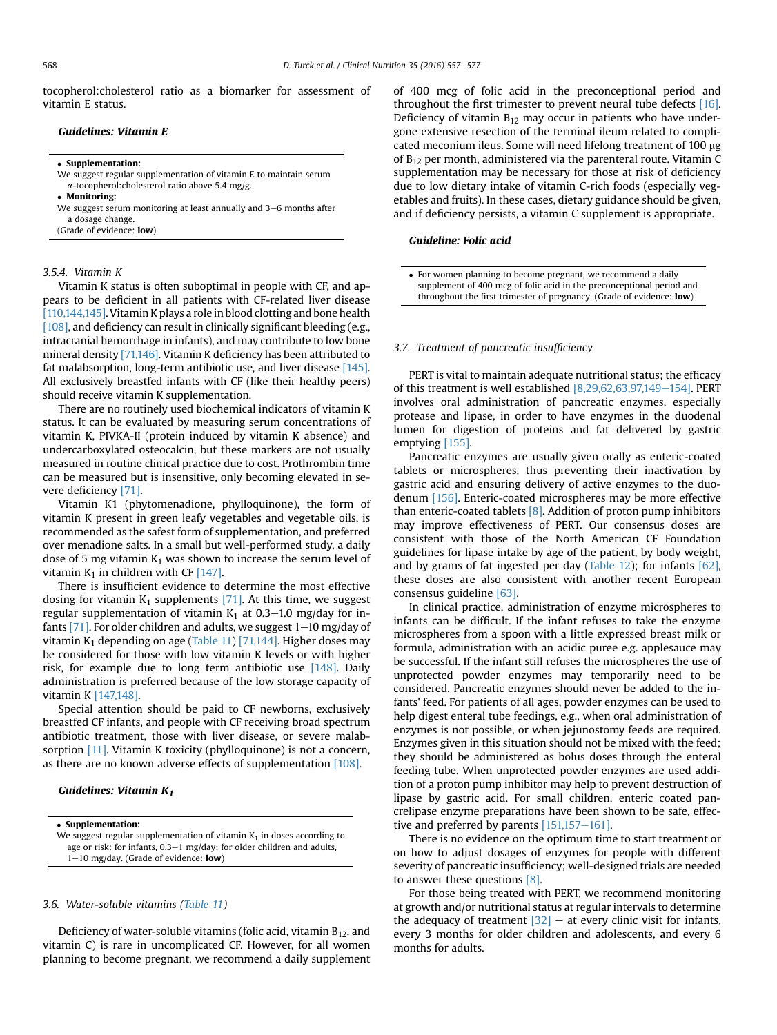tocopherol:cholesterol ratio as a biomarker for assessment of vitamin E status.

#### *Guidelines: Vitamin E*

- **Supplementation:**
  We suggest regular supplementation of vitamin E to maintain serum α-tocopherol:cholesterol ratio above 5.4 mg/g.
- **Monitoring:**
  We suggest serum monitoring at least annually and 3–6 months after a dosage change.

(Grade of evidence: **low**)

### *3.5.4. Vitamin K*

Vitamin K status is often suboptimal in people with CF, and appears to be deficient in all patients with CF-related liver disease [110,144,145]. Vitamin K plays a role in blood clotting and bone health [108], and deficiency can result in clinically significant bleeding (e.g., intracranial hemorrhage in infants), and may contribute to low bone mineral density [71,146]. Vitamin K deficiency has been attributed to fat malabsorption, long-term antibiotic use, and liver disease [145]. All exclusively breastfed infants with CF (like their healthy peers) should receive vitamin K supplementation.

There are no routinely used biochemical indicators of vitamin K status. It can be evaluated by measuring serum concentrations of vitamin K, PIVKA-II (protein induced by vitamin K absence) and undercarboxylated osteocalcin, but these markers are not usually measured in routine clinical practice due to cost. Prothrombin time can be measured but is insensitive, only becoming elevated in severe deficiency [71].

Vitamin $K_1$ (phytomenadione, phylloquinone), the form of vitamin K present in green leafy vegetables and vegetable oils, is recommended as the safest form of supplementation, and preferred over menadione salts. In a small but well-performed study, a daily dose of 5 mg vitamin $K_1$ was shown to increase the serum level of vitamin $K_1$ in children with CF [147].

There is insufficient evidence to determine the most effective dosing for vitamin $K_1$ supplements [71]. At this time, we suggest regular supplementation of vitamin $K_1$ at 0.3–1.0 mg/day for infants [71]. For older children and adults, we suggest 1–10 mg/day of vitamin $K_1$ depending on age (Table 11) [71,144]. Higher doses may be considered for those with low vitamin K levels or with higher risk, for example due to long term antibiotic use [148]. Daily administration is preferred because of the low storage capacity of vitamin K [147,148].

Special attention should be paid to CF newborns, exclusively breastfed CF infants, and people with CF receiving broad spectrum antibiotic treatment, those with liver disease, or severe malabsorption [11]. Vitamin K toxicity (phylloquinone) is not a concern, as there are no known adverse effects of supplementation [108].

#### *Guidelines: Vitamin $K_1$*

- **Supplementation:**
  We suggest regular supplementation of vitamin $K_1$ in doses according to age or risk: for infants, 0.3–1 mg/day; for older children and adults, 1–10 mg/day. (Grade of evidence: **low**)

### *3.6. Water-soluble vitamins (Table 11)*

Deficiency of water-soluble vitamins (folic acid, vitamin $B_{12}$, and vitamin C) is rare in uncomplicated CF. However, for all women planning to become pregnant, we recommend a daily supplement of 400 mcg of folic acid in the preconceptional period and throughout the first trimester to prevent neural tube defects [16]. Deficiency of vitamin $B_{12}$ may occur in patients who have undergone extensive resection of the terminal ileum related to complicated meconium ileus. Some will need lifelong treatment of 100 μg of $B_{12}$ per month, administered via the parenteral route. Vitamin C supplementation may be necessary for those at risk of deficiency due to low dietary intake of vitamin C-rich foods (especially vegetables and fruits). In these cases, dietary guidance should be given, and if deficiency persists, a vitamin C supplement is appropriate.

#### *Guideline: Folic acid*

- For women planning to become pregnant, we recommend a daily supplement of 400 mcg of folic acid in the preconceptional period and throughout the first trimester of pregnancy. (Grade of evidence: **low**)

### *3.7. Treatment of pancreatic insufficiency*

PERT is vital to maintain adequate nutritional status; the efficacy of this treatment is well established [8,29,62,63,97,149–154]. PERT involves oral administration of pancreatic enzymes, especially protease and lipase, in order to have enzymes in the duodenal lumen for digestion of proteins and fat delivered by gastric emptying [155].

Pancreatic enzymes are usually given orally as enteric-coated tablets or microspheres, thus preventing their inactivation by gastric acid and ensuring delivery of active enzymes to the duodenum [156]. Enteric-coated microspheres may be more effective than enteric-coated tablets [8]. Addition of proton pump inhibitors may improve effectiveness of PERT. Our consensus doses are consistent with those of the North American CF Foundation guidelines for lipase intake by age of the patient, by body weight, and by grams of fat ingested per day (Table 12); for infants [62], these doses are also consistent with another recent European consensus guideline [63].

In clinical practice, administration of enzyme microspheres to infants can be difficult. If the infant refuses to take the enzyme microspheres from a spoon with a little expressed breast milk or formula, administration with an acidic puree e.g. applesauce may be successful. If the infant still refuses the microspheres the use of unprotected powder enzymes may temporarily need to be considered. Pancreatic enzymes should never be added to the infants' feed. For patients of all ages, powder enzymes can be used to help digest enteral tube feedings, e.g., when oral administration of enzymes is not possible, or when jejunostomy feeds are required. Enzymes given in this situation should not be mixed with the feed; they should be administered as bolus doses through the enteral feeding tube. When unprotected powder enzymes are used addition of a proton pump inhibitor may help to prevent destruction of lipase by gastric acid. For small children, enteric coated pancrelipase enzyme preparations have been shown to be safe, effective and preferred by parents [151,157–161].

There is no evidence on the optimum time to start treatment or on how to adjust dosages of enzymes for people with different severity of pancreatic insufficiency; well-designed trials are needed to answer these questions [8].

For those being treated with PERT, we recommend monitoring at growth and/or nutritional status at regular intervals to determine the adequacy of treatment [32] – at every clinic visit for infants, every 3 months for older children and adolescents, and every 6 months for adults.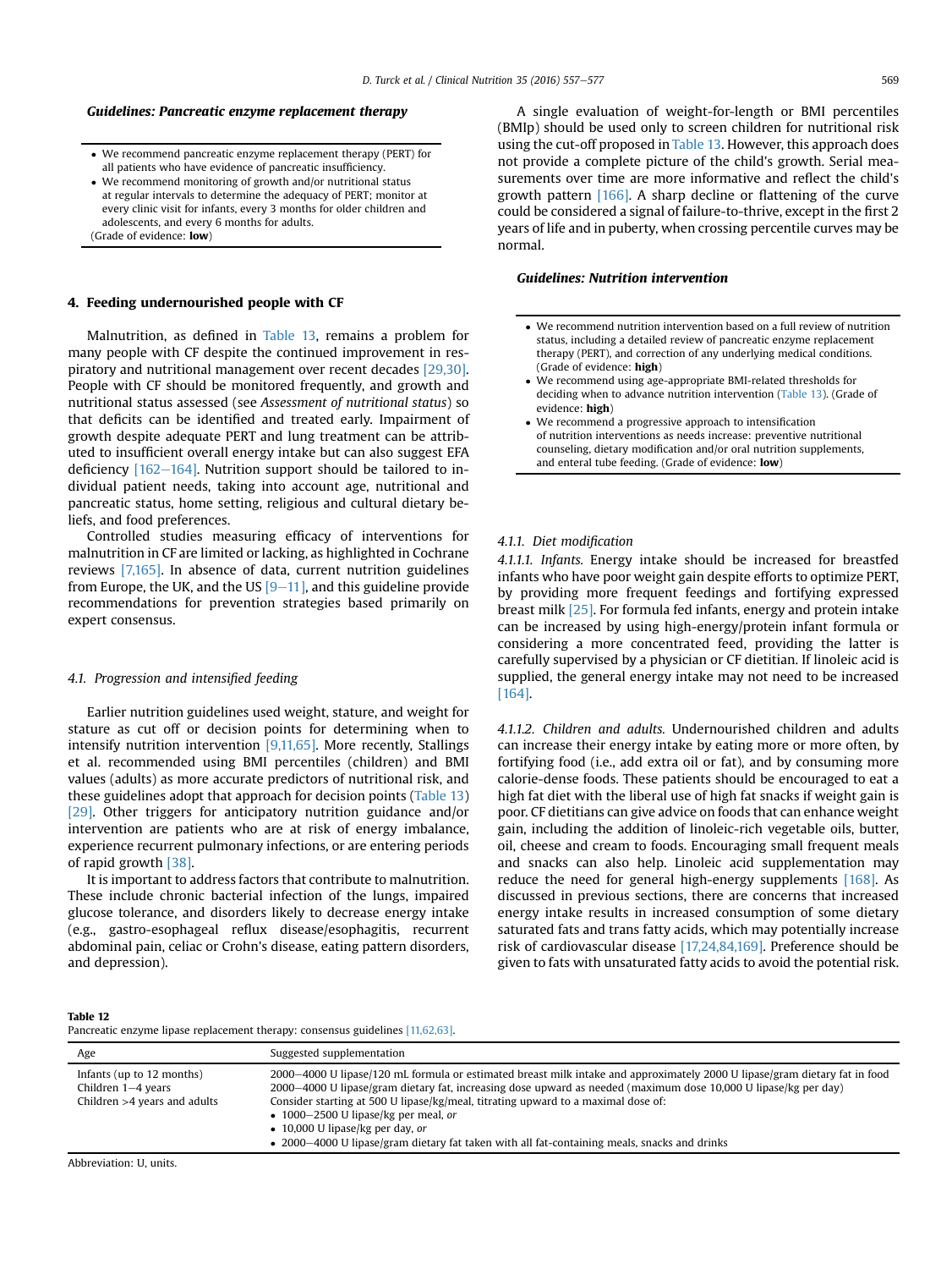***Guidelines: Pancreatic enzyme replacement therapy***

- We recommend pancreatic enzyme replacement therapy (PERT) for all patients who have evidence of pancreatic insufficiency.
- We recommend monitoring of growth and/or nutritional status at regular intervals to determine the adequacy of PERT; monitor at every clinic visit for infants, every 3 months for older children and adolescents, and every 6 months for adults.

(Grade of evidence: **low**)

## 4. Feeding undernourished people with CF

Malnutrition, as defined in Table 13, remains a problem for many people with CF despite the continued improvement in respiratory and nutritional management over recent decades [29,30]. People with CF should be monitored frequently, and growth and nutritional status assessed (see *Assessment of nutritional status*) so that deficits can be identified and treated early. Impairment of growth despite adequate PERT and lung treatment can be attributed to insufficient overall energy intake but can also suggest EFA deficiency [162–164]. Nutrition support should be tailored to individual patient needs, taking into account age, nutritional and pancreatic status, home setting, religious and cultural dietary beliefs, and food preferences.

Controlled studies measuring efficacy of interventions for malnutrition in CF are limited or lacking, as highlighted in Cochrane reviews [7,165]. In absence of data, current nutrition guidelines from Europe, the UK, and the US [9–11], and this guideline provide recommendations for prevention strategies based primarily on expert consensus.

### 4.1. Progression and intensified feeding

Earlier nutrition guidelines used weight, stature, and weight for stature as cut off or decision points for determining when to intensify nutrition intervention [9,11,65]. More recently, Stallings et al. recommended using BMI percentiles (children) and BMI values (adults) as more accurate predictors of nutritional risk, and these guidelines adopt that approach for decision points (Table 13) [29]. Other triggers for anticipatory nutrition guidance and/or intervention are patients who are at risk of energy imbalance, experience recurrent pulmonary infections, or are entering periods of rapid growth [38].

It is important to address factors that contribute to malnutrition. These include chronic bacterial infection of the lungs, impaired glucose tolerance, and disorders likely to decrease energy intake (e.g., gastro-esophageal reflux disease/esophagitis, recurrent abdominal pain, celiac or Crohn's disease, eating pattern disorders, and depression).

A single evaluation of weight-for-length or BMI percentiles (BMIp) should be used only to screen children for nutritional risk using the cut-off proposed in Table 13. However, this approach does not provide a complete picture of the child's growth. Serial measurements over time are more informative and reflect the child's growth pattern [166]. A sharp decline or flattening of the curve could be considered a signal of failure-to-thrive, except in the first 2 years of life and in puberty, when crossing percentile curves may be normal.

***Guidelines: Nutrition intervention***

- We recommend nutrition intervention based on a full review of nutrition status, including a detailed review of pancreatic enzyme replacement therapy (PERT), and correction of any underlying medical conditions. (Grade of evidence: **high**)
- We recommend using age-appropriate BMI-related thresholds for deciding when to advance nutrition intervention (Table 13). (Grade of evidence: **high**)
- We recommend a progressive approach to intensification of nutrition interventions as needs increase: preventive nutritional counseling, dietary modification and/or oral nutrition supplements, and enteral tube feeding. (Grade of evidence: **low**)

#### 4.1.1. Diet modification

*4.1.1.1. Infants.* Energy intake should be increased for breastfed infants who have poor weight gain despite efforts to optimize PERT, by providing more frequent feedings and fortifying expressed breast milk [25]. For formula fed infants, energy and protein intake can be increased by using high-energy/protein infant formula or considering a more concentrated feed, providing the latter is carefully supervised by a physician or CF dietitian. If linoleic acid is supplied, the general energy intake may not need to be increased [164].

*4.1.1.2. Children and adults.* Undernourished children and adults can increase their energy intake by eating more or more often, by fortifying food (i.e., add extra oil or fat), and by consuming more calorie-dense foods. These patients should be encouraged to eat a high fat diet with the liberal use of high fat snacks if weight gain is poor. CF dietitians can give advice on foods that can enhance weight gain, including the addition of linoleic-rich vegetable oils, butter, oil, cheese and cream to foods. Encouraging small frequent meals and snacks can also help. Linoleic acid supplementation may reduce the need for general high-energy supplements [168]. As discussed in previous sections, there are concerns that increased energy intake results in increased consumption of some dietary saturated fats and trans fatty acids, which may potentially increase risk of cardiovascular disease [17,24,84,169]. Preference should be given to fats with unsaturated fatty acids to avoid the potential risk.

**Table 12**
Pancreatic enzyme lipase replacement therapy: consensus guidelines [11,62,63].

| Age | Suggested supplementation |
|---|---|
| Infants (up to 12 months) | 2000–4000 U lipase/120 mL formula or estimated breast milk intake and approximately 2000 U lipase/gram dietary fat in food |
| Children 1–4 years | 2000–4000 U lipase/gram dietary fat, increasing dose upward as needed (maximum dose 10,000 U lipase/kg per day) |
| Children >4 years and adults | Consider starting at 500 U lipase/kg/meal, titrating upward to a maximal dose of:<br>• 1000–2500 U lipase/kg per meal, *or*<br>• 10,000 U lipase/kg per day, *or*<br>• 2000–4000 U lipase/gram dietary fat taken with all fat-containing meals, snacks and drinks |

Abbreviation: U, units.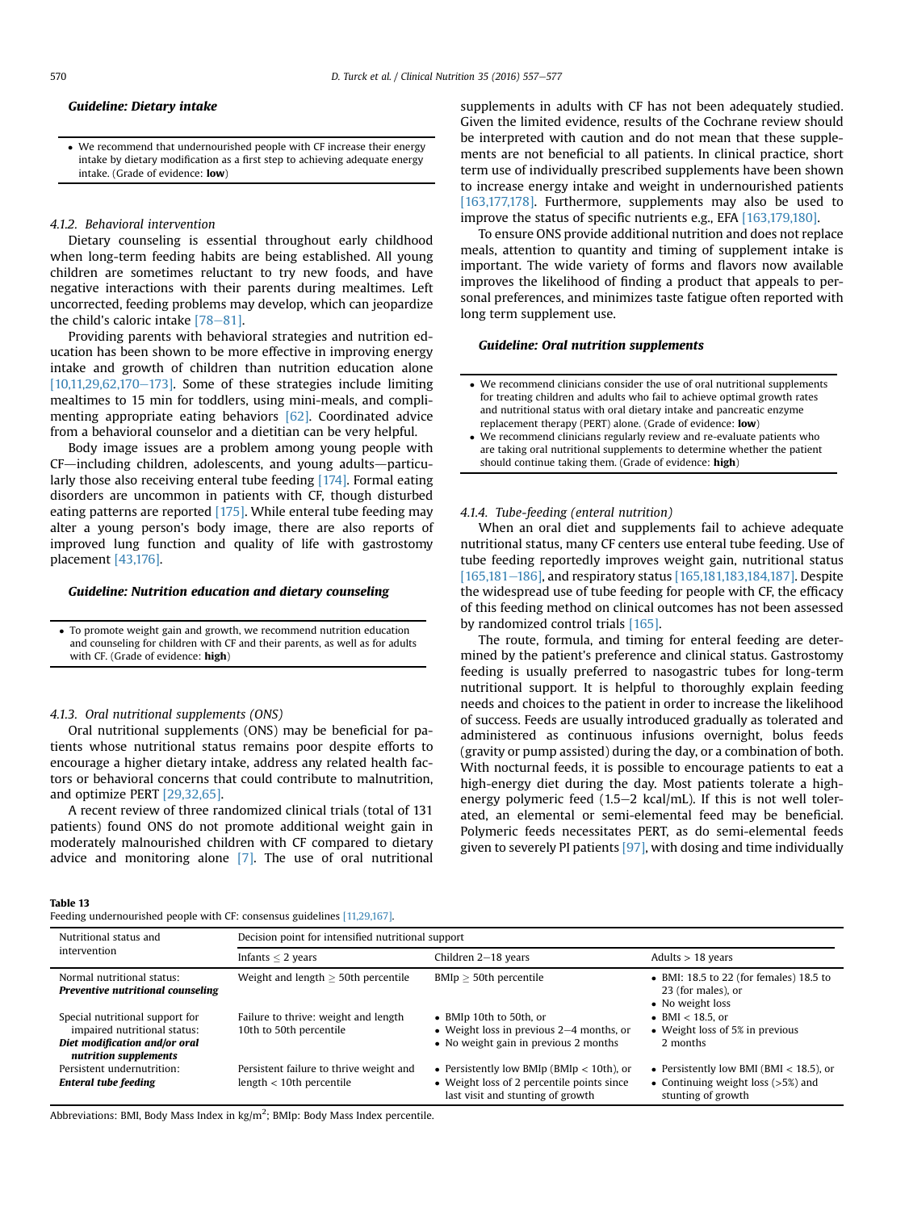***Guideline: Dietary intake***

- We recommend that undernourished people with CF increase their energy intake by dietary modification as a first step to achieving adequate energy intake. (Grade of evidence: **low**)

### 4.1.2. Behavioral intervention

Dietary counseling is essential throughout early childhood when long-term feeding habits are being established. All young children are sometimes reluctant to try new foods, and have negative interactions with their parents during mealtimes. Left uncorrected, feeding problems may develop, which can jeopardize the child's caloric intake [78–81].

Providing parents with behavioral strategies and nutrition education has been shown to be more effective in improving energy intake and growth of children than nutrition education alone [10,11,29,62,170–173]. Some of these strategies include limiting mealtimes to 15 min for toddlers, using mini-meals, and complimenting appropriate eating behaviors [62]. Coordinated advice from a behavioral counselor and a dietitian can be very helpful.

Body image issues are a problem among young people with CF—including children, adolescents, and young adults—particularly those also receiving enteral tube feeding [174]. Formal eating disorders are uncommon in patients with CF, though disturbed eating patterns are reported [175]. While enteral tube feeding may alter a young person's body image, there are also reports of improved lung function and quality of life with gastrostomy placement [43,176].

***Guideline: Nutrition education and dietary counseling***

- To promote weight gain and growth, we recommend nutrition education and counseling for children with CF and their parents, as well as for adults with CF. (Grade of evidence: **high**)

### 4.1.3. Oral nutritional supplements (ONS)

Oral nutritional supplements (ONS) may be beneficial for patients whose nutritional status remains poor despite efforts to encourage a higher dietary intake, address any related health factors or behavioral concerns that could contribute to malnutrition, and optimize PERT [29,32,65].

A recent review of three randomized clinical trials (total of 131 patients) found ONS do not promote additional weight gain in moderately malnourished children with CF compared to dietary advice and monitoring alone [7]. The use of oral nutritional supplements in adults with CF has not been adequately studied. Given the limited evidence, results of the Cochrane review should be interpreted with caution and do not mean that these supplements are not beneficial to all patients. In clinical practice, short term use of individually prescribed supplements have been shown to increase energy intake and weight in undernourished patients [163,177,178]. Furthermore, supplements may also be used to improve the status of specific nutrients e.g., EFA [163,179,180].

To ensure ONS provide additional nutrition and does not replace meals, attention to quantity and timing of supplement intake is important. The wide variety of forms and flavors now available improves the likelihood of finding a product that appeals to personal preferences, and minimizes taste fatigue often reported with long term supplement use.

***Guideline: Oral nutrition supplements***

- We recommend clinicians consider the use of oral nutritional supplements for treating children and adults who fail to achieve optimal growth rates and nutritional status with oral dietary intake and pancreatic enzyme replacement therapy (PERT) alone. (Grade of evidence: **low**)
- We recommend clinicians regularly review and re-evaluate patients who are taking oral nutritional supplements to determine whether the patient should continue taking them. (Grade of evidence: **high**)

### 4.1.4. Tube-feeding (enteral nutrition)

When an oral diet and supplements fail to achieve adequate nutritional status, many CF centers use enteral tube feeding. Use of tube feeding reportedly improves weight gain, nutritional status [165,181–186], and respiratory status [165,181,183,184,187]. Despite the widespread use of tube feeding for people with CF, the efficacy of this feeding method on clinical outcomes has not been assessed by randomized control trials [165].

The route, formula, and timing for enteral feeding are determined by the patient's preference and clinical status. Gastrostomy feeding is usually preferred to nasogastric tubes for long-term nutritional support. It is helpful to thoroughly explain feeding needs and choices to the patient in order to increase the likelihood of success. Feeds are usually introduced gradually as tolerated and administered as continuous infusions overnight, bolus feeds (gravity or pump assisted) during the day, or a combination of both. With nocturnal feeds, it is possible to encourage patients to eat a high-energy diet during the day. Most patients tolerate a high-energy polymeric feed (1.5–2 kcal/mL). If this is not well tolerated, an elemental or semi-elemental feed may be beneficial. Polymeric feeds necessitates PERT, as do semi-elemental feeds given to severely PI patients [97], with dosing and time individually

**Table 13**
Feeding undernourished people with CF: consensus guidelines [11,29,167].

| Nutritional status and intervention | Decision point for intensified nutritional support | | |
|---|---|---|---|
| | Infants ≤ 2 years | Children 2–18 years | Adults > 18 years |
| Normal nutritional status: ***Preventive nutritional counseling*** | Weight and length ≥ 50th percentile | BMIp ≥ 50th percentile | • BMI: 18.5 to 22 (for females) 18.5 to 23 (for males), or<br>• No weight loss |
| Special nutritional support for impaired nutritional status: ***Diet modification and/or oral nutrition supplements*** | Failure to thrive: weight and length 10th to 50th percentile | • BMIp 10th to 50th, or<br>• Weight loss in previous 2–4 months, or<br>• No weight gain in previous 2 months | • BMI < 18.5, or<br>• Weight loss of 5% in previous 2 months |
| Persistent undernutrition: ***Enteral tube feeding*** | Persistent failure to thrive weight and length < 10th percentile | • Persistently low BMIp (BMIp < 10th), or<br>• Weight loss of 2 percentile points since last visit and stunting of growth | • Persistently low BMI (BMI < 18.5), or<br>• Continuing weight loss (>5%) and stunting of growth |

Abbreviations: BMI, Body Mass Index in kg/m$^2$; BMIp: Body Mass Index percentile.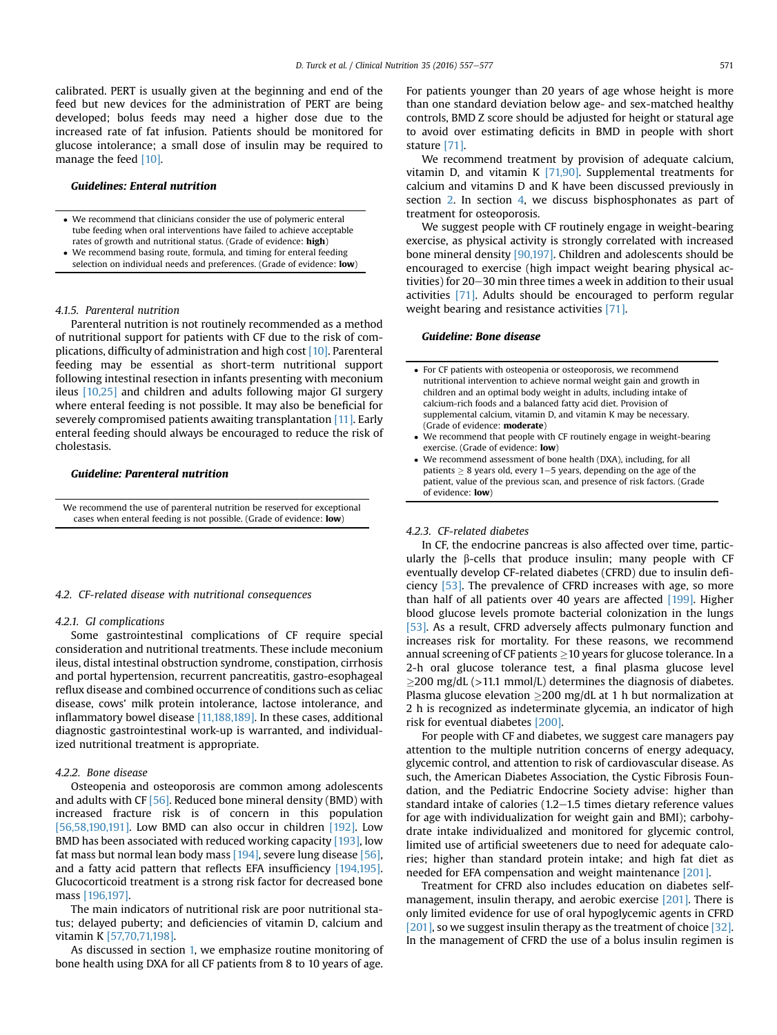calibrated. PERT is usually given at the beginning and end of the feed but new devices for the administration of PERT are being developed; bolus feeds may need a higher dose due to the increased rate of fat infusion. Patients should be monitored for glucose intolerance; a small dose of insulin may be required to manage the feed [10].

**Guidelines: Enteral nutrition**

- We recommend that clinicians consider the use of polymeric enteral tube feeding when oral interventions have failed to achieve acceptable rates of growth and nutritional status. (Grade of evidence: **high**)
- We recommend basing route, formula, and timing for enteral feeding selection on individual needs and preferences. (Grade of evidence: **low**)

#### 4.1.5. Parenteral nutrition

Parenteral nutrition is not routinely recommended as a method of nutritional support for patients with CF due to the risk of complications, difficulty of administration and high cost [10]. Parenteral feeding may be essential as short-term nutritional support following intestinal resection in infants presenting with meconium ileus [10,25] and children and adults following major GI surgery where enteral feeding is not possible. It may also be beneficial for severely compromised patients awaiting transplantation [11]. Early enteral feeding should always be encouraged to reduce the risk of cholestasis.

**Guideline: Parenteral nutrition**

We recommend the use of parenteral nutrition be reserved for exceptional cases when enteral feeding is not possible. (Grade of evidence: **low**)

### 4.2. CF-related disease with nutritional consequences

#### 4.2.1. GI complications

Some gastrointestinal complications of CF require special consideration and nutritional treatments. These include meconium ileus, distal intestinal obstruction syndrome, constipation, cirrhosis and portal hypertension, recurrent pancreatitis, gastro-esophageal reflux disease and combined occurrence of conditions such as celiac disease, cows' milk protein intolerance, lactose intolerance, and inflammatory bowel disease [11,188,189]. In these cases, additional diagnostic gastrointestinal work-up is warranted, and individualized nutritional treatment is appropriate.

#### 4.2.2. Bone disease

Osteopenia and osteoporosis are common among adolescents and adults with CF [56]. Reduced bone mineral density (BMD) with increased fracture risk is of concern in this population [56,58,190,191]. Low BMD can also occur in children [192]. Low BMD has been associated with reduced working capacity [193], low fat mass but normal lean body mass [194], severe lung disease [56], and a fatty acid pattern that reflects EFA insufficiency [194,195]. Glucocorticoid treatment is a strong risk factor for decreased bone mass [196,197].

The main indicators of nutritional risk are poor nutritional status; delayed puberty; and deficiencies of vitamin D, calcium and vitamin K [57,70,71,198].

As discussed in section 1, we emphasize routine monitoring of bone health using DXA for all CF patients from 8 to 10 years of age. For patients younger than 20 years of age whose height is more than one standard deviation below age- and sex-matched healthy controls, BMD Z score should be adjusted for height or statural age to avoid over estimating deficits in BMD in people with short stature [71].

We recommend treatment by provision of adequate calcium, vitamin D, and vitamin K [71,90]. Supplemental treatments for calcium and vitamins D and K have been discussed previously in section 2. In section 4, we discuss bisphosphonates as part of treatment for osteoporosis.

We suggest people with CF routinely engage in weight-bearing exercise, as physical activity is strongly correlated with increased bone mineral density [90,197]. Children and adolescents should be encouraged to exercise (high impact weight bearing physical activities) for 20–30 min three times a week in addition to their usual activities [71]. Adults should be encouraged to perform regular weight bearing and resistance activities [71].

**Guideline: Bone disease**

- For CF patients with osteopenia or osteoporosis, we recommend nutritional intervention to achieve normal weight gain and growth in children and an optimal body weight in adults, including intake of calcium-rich foods and a balanced fatty acid diet. Provision of supplemental calcium, vitamin D, and vitamin K may be necessary. (Grade of evidence: **moderate**)
- We recommend that people with CF routinely engage in weight-bearing exercise. (Grade of evidence: **low**)
- We recommend assessment of bone health (DXA), including, for all patients $\geq$ 8 years old, every 1–5 years, depending on the age of the patient, value of the previous scan, and presence of risk factors. (Grade of evidence: **low**)

#### 4.2.3. CF-related diabetes

In CF, the endocrine pancreas is also affected over time, particularly the β-cells that produce insulin; many people with CF eventually develop CF-related diabetes (CFRD) due to insulin deficiency [53]. The prevalence of CFRD increases with age, so more than half of all patients over 40 years are affected [199]. Higher blood glucose levels promote bacterial colonization in the lungs [53]. As a result, CFRD adversely affects pulmonary function and increases risk for mortality. For these reasons, we recommend annual screening of CF patients $\geq$10 years for glucose tolerance. In a 2-h oral glucose tolerance test, a final plasma glucose level $\geq$200 mg/dL (>11.1 mmol/L) determines the diagnosis of diabetes. Plasma glucose elevation $\geq$200 mg/dL at 1 h but normalization at 2 h is recognized as indeterminate glycemia, an indicator of high risk for eventual diabetes [200].

For people with CF and diabetes, we suggest care managers pay attention to the multiple nutrition concerns of energy adequacy, glycemic control, and attention to risk of cardiovascular disease. As such, the American Diabetes Association, the Cystic Fibrosis Foundation, and the Pediatric Endocrine Society advise: higher than standard intake of calories (1.2–1.5 times dietary reference values for age with individualization for weight gain and BMI); carbohydrate intake individualized and monitored for glycemic control, limited use of artificial sweeteners due to need for adequate calories; higher than standard protein intake; and high fat diet as needed for EFA compensation and weight maintenance [201].

Treatment for CFRD also includes education on diabetes self-management, insulin therapy, and aerobic exercise [201]. There is only limited evidence for use of oral hypoglycemic agents in CFRD [201], so we suggest insulin therapy as the treatment of choice [32]. In the management of CFRD the use of a bolus insulin regimen is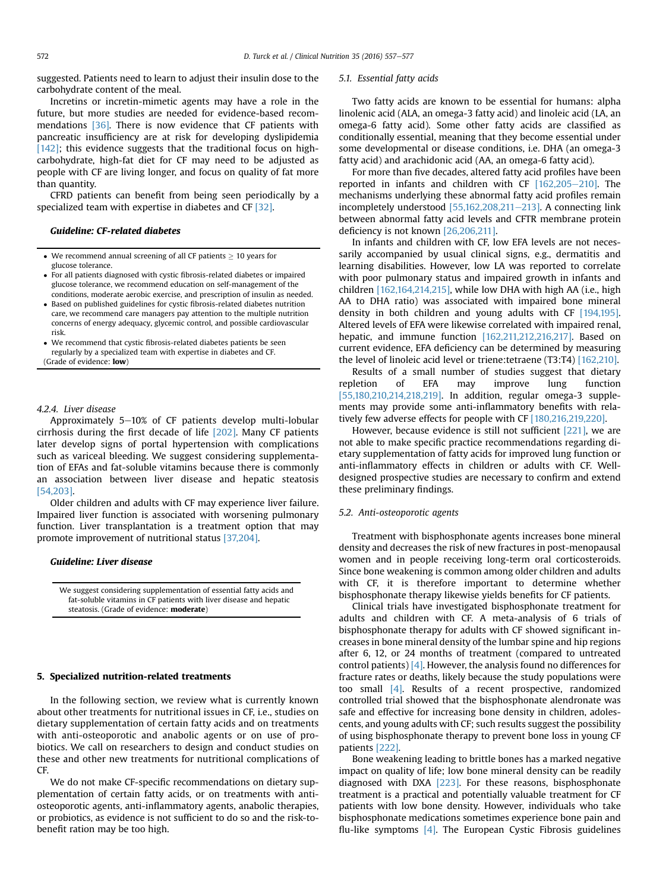suggested. Patients need to learn to adjust their insulin dose to the carbohydrate content of the meal.

Incretins or incretin-mimetic agents may have a role in the future, but more studies are needed for evidence-based recommendations [36]. There is now evidence that CF patients with pancreatic insufficiency are at risk for developing dyslipidemia [142]; this evidence suggests that the traditional focus on high-carbohydrate, high-fat diet for CF may need to be adjusted as people with CF are living longer, and focus on quality of fat more than quantity.

CFRD patients can benefit from being seen periodically by a specialized team with expertise in diabetes and CF [32].

***Guideline: CF-related diabetes***

- We recommend annual screening of all CF patients ≥ 10 years for glucose tolerance.
- For all patients diagnosed with cystic fibrosis-related diabetes or impaired glucose tolerance, we recommend education on self-management of the conditions, moderate aerobic exercise, and prescription of insulin as needed.
- Based on published guidelines for cystic fibrosis-related diabetes nutrition care, we recommend care managers pay attention to the multiple nutrition concerns of energy adequacy, glycemic control, and possible cardiovascular risk.
- We recommend that cystic fibrosis-related diabetes patients be seen regularly by a specialized team with expertise in diabetes and CF.

(Grade of evidence: **low**)

#### 4.2.4. Liver disease

Approximately 5–10% of CF patients develop multi-lobular cirrhosis during the first decade of life [202]. Many CF patients later develop signs of portal hypertension with complications such as variceal bleeding. We suggest considering supplementation of EFAs and fat-soluble vitamins because there is commonly an association between liver disease and hepatic steatosis [54,203].

Older children and adults with CF may experience liver failure. Impaired liver function is associated with worsening pulmonary function. Liver transplantation is a treatment option that may promote improvement of nutritional status [37,204].

***Guideline: Liver disease***

We suggest considering supplementation of essential fatty acids and fat-soluble vitamins in CF patients with liver disease and hepatic steatosis. (Grade of evidence: **moderate**)

## 5. Specialized nutrition-related treatments

In the following section, we review what is currently known about other treatments for nutritional issues in CF, i.e., studies on dietary supplementation of certain fatty acids and on treatments with anti-osteoporotic and anabolic agents or on use of probiotics. We call on researchers to design and conduct studies on these and other new treatments for nutritional complications of CF.

We do not make CF-specific recommendations on dietary supplementation of certain fatty acids, or on treatments with anti-osteoporotic agents, anti-inflammatory agents, anabolic therapies, or probiotics, as evidence is not sufficient to do so and the risk-to-benefit ration may be too high.

### 5.1. Essential fatty acids

Two fatty acids are known to be essential for humans: alpha linolenic acid (ALA, an omega-3 fatty acid) and linoleic acid (LA, an omega-6 fatty acid). Some other fatty acids are classified as conditionally essential, meaning that they become essential under some developmental or disease conditions, i.e. DHA (an omega-3 fatty acid) and arachidonic acid (AA, an omega-6 fatty acid).

For more than five decades, altered fatty acid profiles have been reported in infants and children with CF [162,205–210]. The mechanisms underlying these abnormal fatty acid profiles remain incompletely understood [55,162,208,211–213]. A connecting link between abnormal fatty acid levels and CFTR membrane protein deficiency is not known [26,206,211].

In infants and children with CF, low EFA levels are not necessarily accompanied by usual clinical signs, e.g., dermatitis and learning disabilities. However, low LA was reported to correlate with poor pulmonary status and impaired growth in infants and children [162,164,214,215], while low DHA with high AA (i.e., high AA to DHA ratio) was associated with impaired bone mineral density in both children and young adults with CF [194,195]. Altered levels of EFA were likewise correlated with impaired renal, hepatic, and immune function [162,211,212,216,217]. Based on current evidence, EFA deficiency can be determined by measuring the level of linoleic acid level or triene:tetraene (T3:T4) [162,210].

Results of a small number of studies suggest that dietary repletion of EFA may improve lung function [55,180,210,214,218,219]. In addition, regular omega-3 supplements may provide some anti-inflammatory benefits with relatively few adverse effects for people with CF [180,216,219,220].

However, because evidence is still not sufficient [221], we are not able to make specific practice recommendations regarding dietary supplementation of fatty acids for improved lung function or anti-inflammatory effects in children or adults with CF. Well-designed prospective studies are necessary to confirm and extend these preliminary findings.

### 5.2. Anti-osteoporotic agents

Treatment with bisphosphonate agents increases bone mineral density and decreases the risk of new fractures in post-menopausal women and in people receiving long-term oral corticosteroids. Since bone weakening is common among older children and adults with CF, it is therefore important to determine whether bisphosphonate therapy likewise yields benefits for CF patients.

Clinical trials have investigated bisphosphonate treatment for adults and children with CF. A meta-analysis of 6 trials of bisphosphonate therapy for adults with CF showed significant increases in bone mineral density of the lumbar spine and hip regions after 6, 12, or 24 months of treatment (compared to untreated control patients) [4]. However, the analysis found no differences for fracture rates or deaths, likely because the study populations were too small [4]. Results of a recent prospective, randomized controlled trial showed that the bisphosphonate alendronate was safe and effective for increasing bone density in children, adolescents, and young adults with CF; such results suggest the possibility of using bisphosphonate therapy to prevent bone loss in young CF patients [222].

Bone weakening leading to brittle bones has a marked negative impact on quality of life; low bone mineral density can be readily diagnosed with DXA [223]. For these reasons, bisphosphonate treatment is a practical and potentially valuable treatment for CF patients with low bone density. However, individuals who take bisphosphonate medications sometimes experience bone pain and flu-like symptoms [4]. The European Cystic Fibrosis guidelines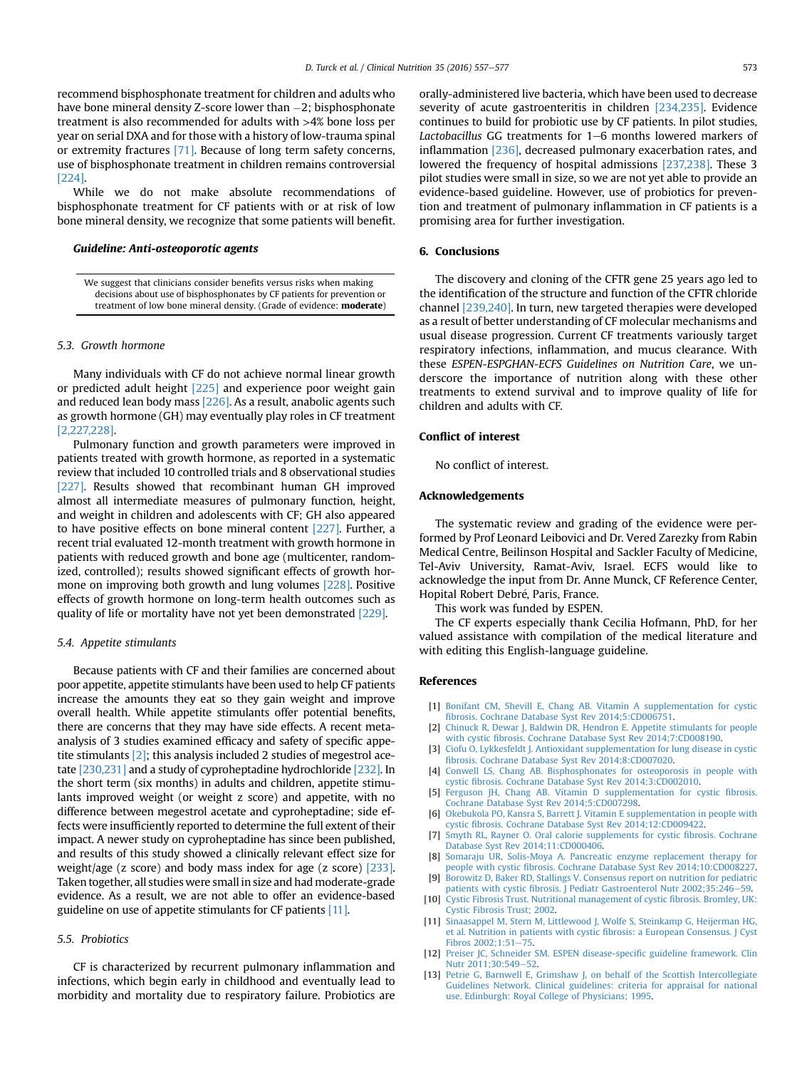recommend bisphosphonate treatment for children and adults who have bone mineral density Z-score lower than −2; bisphosphonate treatment is also recommended for adults with >4% bone loss per year on serial DXA and for those with a history of low-trauma spinal or extremity fractures [71]. Because of long term safety concerns, use of bisphosphonate treatment in children remains controversial [224].

While we do not make absolute recommendations of bisphosphonate treatment for CF patients with or at risk of low bone mineral density, we recognize that some patients will benefit.

***Guideline: Anti-osteoporotic agents***

> We suggest that clinicians consider benefits versus risks when making decisions about use of bisphosphonates by CF patients for prevention or treatment of low bone mineral density. (Grade of evidence: **moderate**)

### 5.3. Growth hormone

Many individuals with CF do not achieve normal linear growth or predicted adult height [225] and experience poor weight gain and reduced lean body mass [226]. As a result, anabolic agents such as growth hormone (GH) may eventually play roles in CF treatment [2,227,228].

Pulmonary function and growth parameters were improved in patients treated with growth hormone, as reported in a systematic review that included 10 controlled trials and 8 observational studies [227]. Results showed that recombinant human GH improved almost all intermediate measures of pulmonary function, height, and weight in children and adolescents with CF; GH also appeared to have positive effects on bone mineral content [227]. Further, a recent trial evaluated 12-month treatment with growth hormone in patients with reduced growth and bone age (multicenter, randomized, controlled); results showed significant effects of growth hormone on improving both growth and lung volumes [228]. Positive effects of growth hormone on long-term health outcomes such as quality of life or mortality have not yet been demonstrated [229].

### 5.4. Appetite stimulants

Because patients with CF and their families are concerned about poor appetite, appetite stimulants have been used to help CF patients increase the amounts they eat so they gain weight and improve overall health. While appetite stimulants offer potential benefits, there are concerns that they may have side effects. A recent meta-analysis of 3 studies examined efficacy and safety of specific appetite stimulants [2]; this analysis included 2 studies of megestrol acetate [230,231] and a study of cyproheptadine hydrochloride [232]. In the short term (six months) in adults and children, appetite stimulants improved weight (or weight z score) and appetite, with no difference between megestrol acetate and cyproheptadine; side effects were insufficiently reported to determine the full extent of their impact. A newer study on cyproheptadine has since been published, and results of this study showed a clinically relevant effect size for weight/age (z score) and body mass index for age (z score) [233]. Taken together, all studies were small in size and had moderate-grade evidence. As a result, we are not able to offer an evidence-based guideline on use of appetite stimulants for CF patients [11].

### 5.5. Probiotics

CF is characterized by recurrent pulmonary inflammation and infections, which begin early in childhood and eventually lead to morbidity and mortality due to respiratory failure. Probiotics are orally-administered live bacteria, which have been used to decrease severity of acute gastroenteritis in children [234,235]. Evidence continues to build for probiotic use by CF patients. In pilot studies, *Lactobacillus* GG treatments for 1–6 months lowered markers of inflammation [236], decreased pulmonary exacerbation rates, and lowered the frequency of hospital admissions [237,238]. These 3 pilot studies were small in size, so we are not yet able to provide an evidence-based guideline. However, use of probiotics for prevention and treatment of pulmonary inflammation in CF patients is a promising area for further investigation.

## 6. Conclusions

The discovery and cloning of the CFTR gene 25 years ago led to the identification of the structure and function of the CFTR chloride channel [239,240]. In turn, new targeted therapies were developed as a result of better understanding of CF molecular mechanisms and usual disease progression. Current CF treatments variously target respiratory infections, inflammation, and mucus clearance. With these *ESPEN-ESPGHAN-ECFS Guidelines on Nutrition Care*, we underscore the importance of nutrition along with these other treatments to extend survival and to improve quality of life for children and adults with CF.

## Conflict of interest

No conflict of interest.

## Acknowledgements

The systematic review and grading of the evidence were performed by Prof Leonard Leibovici and Dr. Vered Zarezky from Rabin Medical Centre, Beilinson Hospital and Sackler Faculty of Medicine, Tel-Aviv University, Ramat-Aviv, Israel. ECFS would like to acknowledge the input from Dr. Anne Munck, CF Reference Center, Hopital Robert Debré, Paris, France.

This work was funded by ESPEN.

The CF experts especially thank Cecilia Hofmann, PhD, for her valued assistance with compilation of the medical literature and with editing this English-language guideline.

## References

[1] Bonifant CM, Shevill E, Chang AB. Vitamin A supplementation for cystic fibrosis. Cochrane Database Syst Rev 2014;5:CD006751.

[2] Chinuck R, Dewar J, Baldwin DR, Hendron E. Appetite stimulants for people with cystic fibrosis. Cochrane Database Syst Rev 2014;7:CD008190.

[3] Ciofu O, Lykkesfeldt J. Antioxidant supplementation for lung disease in cystic fibrosis. Cochrane Database Syst Rev 2014;8:CD007020.

[4] Conwell LS, Chang AB. Bisphosphonates for osteoporosis in people with cystic fibrosis. Cochrane Database Syst Rev 2014;3:CD002010.

[5] Ferguson JH, Chang AB. Vitamin D supplementation for cystic fibrosis. Cochrane Database Syst Rev 2014;5:CD007298.

[6] Okebukola PO, Kansra S, Barrett J. Vitamin E supplementation in people with cystic fibrosis. Cochrane Database Syst Rev 2014;12:CD009422.

[7] Smyth RL, Rayner O. Oral calorie supplements for cystic fibrosis. Cochrane Database Syst Rev 2014;11:CD000406.

[8] Somaraju UR, Solis-Moya A. Pancreatic enzyme replacement therapy for people with cystic fibrosis. Cochrane Database Syst Rev 2014;10:CD008227.

[9] Borowitz D, Baker RD, Stallings V. Consensus report on nutrition for pediatric patients with cystic fibrosis. J Pediatr Gastroenterol Nutr 2002;35:246–59.

[10] Cystic Fibrosis Trust. Nutritional management of cystic fibrosis. Bromley, UK: Cystic Fibrosis Trust; 2002.

[11] Sinaasappel M, Stern M, Littlewood J, Wolfe S, Steinkamp G, Heijerman HG, et al. Nutrition in patients with cystic fibrosis: a European Consensus. J Cyst Fibros 2002;1:51–75.

[12] Preiser JC, Schneider SM. ESPEN disease-specific guideline framework. Clin Nutr 2011;30:549–52.

[13] Petrie G, Barnwell E, Grimshaw J, on behalf of the Scottish Intercollegiate Guidelines Network. Clinical guidelines: criteria for appraisal for national use. Edinburgh: Royal College of Physicians; 1995.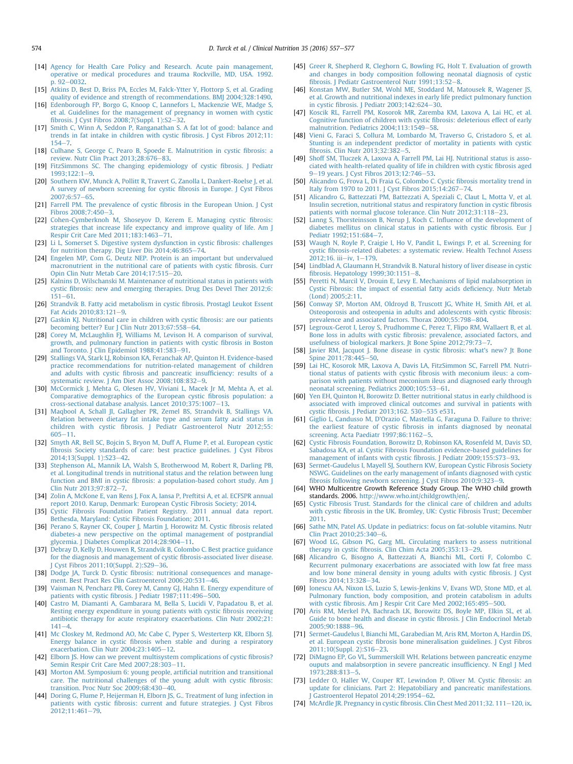[14] Agency for Health Care Policy and Research. Acute pain management, operative or medical procedures and trauma Rockville, MD, USA. 1992. p. 92–0032.

[15] Atkins D, Best D, Briss PA, Eccles M, Falck-Ytter Y, Flottorp S, et al. Grading quality of evidence and strength of recommendations. BMJ 2004;328:1490.

[16] Edenborough FP, Borgo G, Knoop C, Lannefors L, Mackenzie WE, Madge S, et al. Guidelines for the management of pregnancy in women with cystic fibrosis. J Cyst Fibros 2008;7(Suppl. 1):S2–32.

[17] Smith C, Winn A, Seddon P, Ranganathan S. A fat lot of good: balance and trends in fat intake in children with cystic fibrosis. J Cyst Fibros 2012;11:154–7.

[18] Culhane S, George C, Pearo B, Spoede E. Malnutrition in cystic fibrosis: a review. Nutr Clin Pract 2013;28:676–83.

[19] FitzSimmons SC. The changing epidemiology of cystic fibrosis. J Pediatr 1993;122:1–9.

[20] Southern KW, Munck A, Pollitt R, Travert G, Zanolla L, Dankert-Roelse J, et al. A survey of newborn screening for cystic fibrosis in Europe. J Cyst Fibros 2007;6:57–65.

[21] Farrell PM. The prevalence of cystic fibrosis in the European Union. J Cyst Fibros 2008;7:450–3.

[22] Cohen-Cymberknoh M, Shoseyov D, Kerem E. Managing cystic fibrosis: strategies that increase life expectancy and improve quality of life. Am J Respir Crit Care Med 2011;183:1463–71.

[23] Li L, Somerset S. Digestive system dysfunction in cystic fibrosis: challenges for nutrition therapy. Dig Liver Dis 2014;46:865–74.

[24] Engelen MP, Com G, Deutz NEP. Protein is an important but undervalued macronutrient in the nutritional care of patients with cystic fibrosis. Curr Opin Clin Nutr Metab Care 2014;17:515–20.

[25] Kalnins D, Wilschanski M. Maintenance of nutritional status in patients with cystic fibrosis: new and emerging therapies. Drug Des Devel Ther 2012;6:151–61.

[26] Strandvik B. Fatty acid metabolism in cystic fibrosis. Prostagl Leukot Essent Fat Acids 2010;83:121–9.

[27] Gaskin KJ. Nutritional care in children with cystic fibrosis: are our patients becoming better? Eur J Clin Nutr 2013;67:558–64.

[28] Corey M, McLaughlin FJ, Williams M, Levison H. A comparison of survival, growth, and pulmonary function in patients with cystic fibrosis in Boston and Toronto. J Clin Epidemiol 1988;41:583–91.

[29] Stallings VA, Stark LJ, Robinson KA, Feranchak AP, Quinton H. Evidence-based practice recommendations for nutrition-related management of children and adults with cystic fibrosis and pancreatic insufficiency: results of a systematic review. J Am Diet Assoc 2008;108:832–9.

[30] McCormick J, Mehta G, Olesen HV, Viviani L, Macek Jr M, Mehta A, et al. Comparative demographics of the European cystic fibrosis population: a cross-sectional database analysis. Lancet 2010;375:1007–13.

[31] Maqbool A, Schall JI, Gallagher PR, Zemel BS, Strandvik B, Stallings VA. Relation between dietary fat intake type and serum fatty acid status in children with cystic fibrosis. J Pediatr Gastroenterol Nutr 2012;55:605–11.

[32] Smyth AR, Bell SC, Bojcin S, Bryon M, Duff A, Flume P, et al. European cystic fibrosis Society standards of care: best practice guidelines. J Cyst Fibros 2014;13(Suppl. 1):S23–42.

[33] Stephenson AL, Mannik LA, Walsh S, Brotherwood M, Robert R, Darling PB, et al. Longitudinal trends in nutritional status and the relation between lung function and BMI in cystic fibrosis: a population-based cohort study. Am J Clin Nutr 2013;97:872–7.

[34] Zolin A, McKone E, van Rens J, Fox A, Iansa P, Preftitsi A, et al. ECFSPR annual report 2010. Karup, Denmark: European Cystic Fibrosis Society; 2014.

[35] Cystic Fibrosis Foundation Patient Registry. 2011 annual data report. Bethesda, Maryland: Cystic Fibrosis Foundation; 2011.

[36] Perano S, Rayner CK, Couper J, Martin J, Horowitz M. Cystic fibrosis related diabetes-a new perspective on the optimal management of postprandial glycemia. J Diabetes Complicat 2014;28:904–11.

[37] Debray D, Kelly D, Houwen R, Strandvik B, Colombo C. Best practice guidance for the diagnosis and management of cystic fibrosis-associated liver disease. J Cyst Fibros 2011;10(Suppl. 2):S29–36.

[38] Dodge JA, Turck D. Cystic fibrosis: nutritional consequences and management. Best Pract Res Clin Gastroenterol 2006;20:531–46.

[39] Vaisman N, Pencharz PB, Corey M, Canny GJ, Hahn E. Energy expenditure of patients with cystic fibrosis. J Pediatr 1987;111:496–500.

[40] Castro M, Diamanti A, Gambarara M, Bella S, Lucidi V, Papadatou B, et al. Resting energy expenditure in young patients with cystic fibrosis receiving antibiotic therapy for acute respiratory exacerbations. Clin Nutr 2002;21:141–4.

[41] Mc Closkey M, Redmond AO, Mc Cabe C, Pyper S, Westerterp KR, Elborn SJ. Energy balance in cystic fibrosis when stable and during a respiratory exacerbation. Clin Nutr 2004;23:1405–12.

[42] Elborn JS. How can we prevent multisystem complications of cystic fibrosis? Semin Respir Crit Care Med 2007;28:303–11.

[43] Morton AM. Symposium 6: young people, artificial nutrition and transitional care. The nutritional challenges of the young adult with cystic fibrosis: transition. Proc Nutr Soc 2009;68:430–40.

[44] Doring G, Flume P, Heijerman H, Elborn JS, G.. Treatment of lung infection in patients with cystic fibrosis: current and future strategies. J Cyst Fibros 2012;11:461–79.

[45] Greer R, Shepherd R, Cleghorn G, Bowling FG, Holt T. Evaluation of growth and changes in body composition following neonatal diagnosis of cystic fibrosis. J Pediatr Gastroenterol Nutr 1991;13:52–8.

[46] Konstan MW, Butler SM, Wohl ME, Stoddard M, Matousek R, Wagener JS, et al. Growth and nutritional indexes in early life predict pulmonary function in cystic fibrosis. J Pediatr 2003;142:624–30.

[47] Koscik RL, Farrell PM, Kosorok MR, Zaremba KM, Laxova A, Lai HC, et al. Cognitive function of children with cystic fibrosis: deleterious effect of early malnutrition. Pediatrics 2004;113:1549–58.

[48] Vieni G, Faraci S, Collura M, Lombardo M, Traverso G, Cristadoro S, et al. Stunting is an independent predictor of mortality in patients with cystic fibrosis. Clin Nutr 2013;32:382–5.

[49] Shoff SM, Tluczek A, Laxova A, Farrell PM, Lai HJ. Nutritional status is associated with health-related quality of life in children with cystic fibrosis aged 9–19 years. J Cyst Fibros 2013;12:746–53.

[50] Alicandro G, Frova L, Di Fraia G, Colombo C. Cystic fibrosis mortality trend in Italy from 1970 to 2011. J Cyst Fibros 2015;14:267–74.

[51] Alicandro G, Battezzati PM, Battezzati A, Speziali C, Claut L, Motta V, et al. Insulin secretion, nutritional status and respiratory function in cystic fibrosis patients with normal glucose tolerance. Clin Nutr 2012;31:118–23.

[52] Lanng S, Thorsteinsson B, Nerup J, Koch C. Influence of the development of diabetes mellitus on clinical status in patients with cystic fibrosis. Eur J Pediatr 1992;151:684–7.

[53] Waugh N, Royle P, Craigie I, Ho V, Pandit L, Ewings P, et al. Screening for cystic fibrosis-related diabetes: a systematic review. Health Technol Assess 2012;16. iii–iv, 1–179.

[54] Lindblad A, Glaumann H, Strandvik B. Natural history of liver disease in cystic fibrosis. Hepatology 1999;30:1151–8.

[55] Peretti N, Marcil V, Drouin E, Levy E. Mechanisms of lipid malabsorption in Cystic Fibrosis: the impact of essential fatty acids deficiency. Nutr Metab (Lond) 2005;2:11.

[56] Conway SP, Morton AM, Oldroyd B, Truscott JG, White H, Smith AH, et al. Osteoporosis and osteopenia in adults and adolescents with cystic fibrosis: prevalence and associated factors. Thorax 2000;55:798–804.

[57] Legroux-Gerot I, Leroy S, Prudhomme C, Perez T, Flipo RM, Wallaert B, et al. Bone loss in adults with cystic fibrosis: prevalence, associated factors, and usefulness of biological markers. Jt Bone Spine 2012;79:73–7.

[58] Javier RM, Jacquot J. Bone disease in cystic fibrosis: what's new? Jt Bone Spine 2011;78:445–50.

[59] Lai HC, Kosorok MR, Laxova A, Davis LA, FitzSimmon SC, Farrell PM. Nutritional status of patients with cystic fibrosis with meconium ileus: a comparison with patients without meconium ileus and diagnosed early through neonatal screening. Pediatrics 2000;105:53–61.

[60] Yen EH, Quinton H, Borowitz D. Better nutritional status in early childhood is associated with improved clinical outcomes and survival in patients with cystic fibrosis. J Pediatr 2013;162. 530–535 e531.

[61] Giglio L, Candusso M, D'Orazio C, Mastella G, Faraguna D. Failure to thrive: the earliest feature of cystic fibrosis in infants diagnosed by neonatal screening. Acta Paediatr 1997;86:1162–5.

[62] Cystic Fibrosis Foundation, Borowitz D, Robinson KA, Rosenfeld M, Davis SD, Sabadosa KA, et al. Cystic Fibrosis Foundation evidence-based guidelines for management of infants with cystic fibrosis. J Pediatr 2009;155:S73–93.

[63] Sermet-Gaudelus I, Mayell SJ, Southern KW, European Cystic Fibrosis Society NSWG. Guidelines on the early management of infants diagnosed with cystic fibrosis following newborn screening. J Cyst Fibros 2010;9:323–9.

[64] WHO Multicentre Growth Reference Study Group. The WHO child growth standards. 2006. http://www.who.int/childgrowth/en/.

[65] Cystic Fibrosis Trust. Standards for the clinical care of children and adults with cystic fibrosis in the UK. Bromley, UK: Cystic Fibrosis Trust; December 2011.

[66] Sathe MN, Patel AS. Update in pediatrics: focus on fat-soluble vitamins. Nutr Clin Pract 2010;25:340–6.

[67] Wood LG, Gibson PG, Garg ML. Circulating markers to assess nutritional therapy in cystic fibrosis. Clin Chim Acta 2005;353:13–29.

[68] Alicandro G, Bisogno A, Battezzati A, Bianchi ML, Corti F, Colombo C. Recurrent pulmonary exacerbations are associated with low fat free mass and low bone mineral density in young adults with cystic fibrosis. J Cyst Fibros 2014;13:328–34.

[69] Ionescu AA, Nixon LS, Luzio S, Lewis-Jenkins V, Evans WD, Stone MD, et al. Pulmonary function, body composition, and protein catabolism in adults with cystic fibrosis. Am J Respir Crit Care Med 2002;165:495–500.

[70] Aris RM, Merkel PA, Bachrach LK, Borowitz DS, Boyle MP, Elkin SL, et al. Guide to bone health and disease in cystic fibrosis. J Clin Endocrinol Metab 2005;90:1888–96.

[71] Sermet-Gaudelus I, Bianchi ML, Garabedian M, Aris RM, Morton A, Hardin DS, et al. European cystic fibrosis bone mineralisation guidelines. J Cyst Fibros 2011;10(Suppl. 2):S16–23.

[72] DiMagno EP, Go VL, Summerskill WH. Relations between pancreatic enzyme ouputs and malabsorption in severe pancreatic insufficiency. N Engl J Med 1973;288:813–5.

[73] Ledder O, Haller W, Couper RT, Lewindon P, Oliver M. Cystic fibrosis: an update for clinicians. Part 2: Hepatobiliary and pancreatic manifestations. J Gastroenterol Hepatol 2014;29:1954–62.

[74] McArdle JR. Pregnancy in cystic fibrosis. Clin Chest Med 2011;32. 111–120, ix.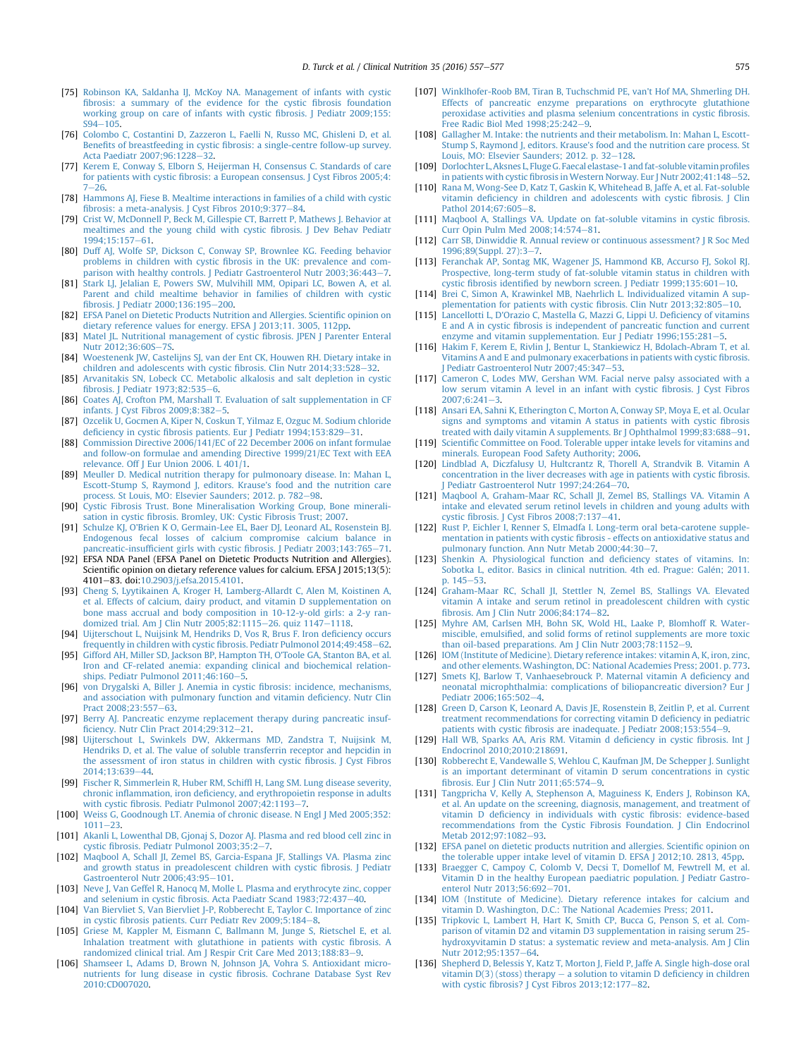[75] Robinson KA, Saldanha IJ, McKoy NA. Management of infants with cystic fibrosis: a summary of the evidence for the cystic fibrosis foundation working group on care of infants with cystic fibrosis. J Pediatr 2009;155: S94–105.

[76] Colombo C, Costantini D, Zazzeron L, Faelli N, Russo MC, Ghisleni D, et al. Benefits of breastfeeding in cystic fibrosis: a single-centre follow-up survey. Acta Paediatr 2007;96:1228–32.

[77] Kerem E, Conway S, Elborn S, Heijerman H, Consensus C. Standards of care for patients with cystic fibrosis: a European consensus. J Cyst Fibros 2005;4: 7–26.

[78] Hammons AJ, Fiese B. Mealtime interactions in families of a child with cystic fibrosis: a meta-analysis. J Cyst Fibros 2010;9:377–84.

[79] Crist W, McDonnell P, Beck M, Gillespie CT, Barrett P, Mathews J. Behavior at mealtimes and the young child with cystic fibrosis. J Dev Behav Pediatr 1994;15:157–61.

[80] Duff AJ, Wolfe SP, Dickson C, Conway SP, Brownlee KG. Feeding behavior problems in children with cystic fibrosis in the UK: prevalence and comparison with healthy controls. J Pediatr Gastroenterol Nutr 2003;36:443–7.

[81] Stark LJ, Jelalian E, Powers SW, Mulvihill MM, Opipari LC, Bowen A, et al. Parent and child mealtime behavior in families of children with cystic fibrosis. J Pediatr 2000;136:195–200.

[82] EFSA Panel on Dietetic Products Nutrition and Allergies. Scientific opinion on dietary reference values for energy. EFSA J 2013;11. 3005, 112pp.

[83] Matel JL. Nutritional management of cystic fibrosis. JPEN J Parenter Enteral Nutr 2012;36:60S–7S.

[84] Woestenenk JW, Castelijns SJ, van der Ent CK, Houwen RH. Dietary intake in children and adolescents with cystic fibrosis. Clin Nutr 2014;33:528–32.

[85] Arvanitakis SN, Lobeck CC. Metabolic alkalosis and salt depletion in cystic fibrosis. J Pediatr 1973;82:535–6.

[86] Coates AJ, Crofton PM, Marshall T. Evaluation of salt supplementation in CF infants. J Cyst Fibros 2009;8:382–5.

[87] Ozcelik U, Gocmen A, Kiper N, Coskun T, Yilmaz E, Ozguc M. Sodium chloride deficiency in cystic fibrosis patients. Eur J Pediatr 1994;153:829–31.

[88] Commission Directive 2006/141/EC of 22 December 2006 on infant formulae and follow-on formulae and amending Directive 1999/21/EC Text with EEA relevance. Off J Eur Union 2006. L 401/1.

[89] Meuller D. Medical nutrition therapy for pulmonoary disease. In: Mahan L, Escott-Stump S, Raymond J, editors. Krause's food and the nutrition care process. St Louis, MO: Elsevier Saunders; 2012. p. 782–98.

[90] Cystic Fibrosis Trust. Bone Mineralisation Working Group, Bone mineralisation in cystic fibrosis. Bromley, UK: Cystic Fibrosis Trust; 2007.

[91] Schulze KJ, O'Brien K O, Germain-Lee EL, Baer DJ, Leonard AL, Rosenstein BJ. Endogenous fecal losses of calcium compromise calcium balance in pancreatic-insufficient girls with cystic fibrosis. J Pediatr 2003;143:765–71.

[92] EFSA NDA Panel (EFSA Panel on Dietetic Products Nutrition and Allergies). Scientific opinion on dietary reference values for calcium. EFSA J 2015;13(5): 4101–83. doi:10.2903/j.efsa.2015.4101.

[93] Cheng S, Lyytikainen A, Kroger H, Lamberg-Allardt C, Alen M, Koistinen A, et al. Effects of calcium, dairy product, and vitamin D supplementation on bone mass accrual and body composition in 10-12-y-old girls: a 2-y randomized trial. Am J Clin Nutr 2005;82:1115–26. quiz 1147–1118.

[94] Uijterschout L, Nuijsink M, Hendriks D, Vos R, Brus F. Iron deficiency occurs frequently in children with cystic fibrosis. Pediatr Pulmonol 2014;49:458–62.

[95] Gifford AH, Miller SD, Jackson BP, Hampton TH, O'Toole GA, Stanton BA, et al. Iron and CF-related anemia: expanding clinical and biochemical relationships. Pediatr Pulmonol 2011;46:160–5.

[96] von Drygalski A, Biller J. Anemia in cystic fibrosis: incidence, mechanisms, and association with pulmonary function and vitamin deficiency. Nutr Clin Pract 2008;23:557–63.

[97] Berry AJ. Pancreatic enzyme replacement therapy during pancreatic insufficiency. Nutr Clin Pract 2014;29:312–21.

[98] Uijterschout L, Swinkels DW, Akkermans MD, Zandstra T, Nuijsink M, Hendriks D, et al. The value of soluble transferrin receptor and hepcidin in the assessment of iron status in children with cystic fibrosis. J Cyst Fibros 2014;13:639–44.

[99] Fischer R, Simmerlein R, Huber RM, Schiffl H, Lang SM. Lung disease severity, chronic inflammation, iron deficiency, and erythropoietin response in adults with cystic fibrosis. Pediatr Pulmonol 2007;42:1193–7.

[100] Weiss G, Goodnough LT. Anemia of chronic disease. N Engl J Med 2005;352: 1011–23.

[101] Akanli L, Lowenthal DB, Gjonaj S, Dozor AJ. Plasma and red blood cell zinc in cystic fibrosis. Pediatr Pulmonol 2003;35:2–7.

[102] Maqbool A, Schall JI, Zemel BS, Garcia-Espana JF, Stallings VA. Plasma zinc and growth status in preadolescent children with cystic fibrosis. J Pediatr Gastroenterol Nutr 2006;43:95–101.

[103] Neve J, Van Geffel R, Hanocq M, Molle L. Plasma and erythrocyte zinc, copper and selenium in cystic fibrosis. Acta Paediatr Scand 1983;72:437–40.

[104] Van Biervliet S, Van Biervliet J-P, Robberecht E, Taylor C. Importance of zinc in cystic fibrosis patients. Curr Pediatr Rev 2009;5:184–8.

[105] Griese M, Kappler M, Eismann C, Ballmann M, Junge S, Rietschel E, et al. Inhalation treatment with glutathione in patients with cystic fibrosis. A randomized clinical trial. Am J Respir Crit Care Med 2013;188:83–9.

[106] Shamseer L, Adams D, Brown N, Johnson JA, Vohra S. Antioxidant micronutrients for lung disease in cystic fibrosis. Cochrane Database Syst Rev 2010:CD007020.

[107] Winklhofer-Roob BM, Tiran B, Tuchschmid PE, van't Hof MA, Shmerling DH. Effects of pancreatic enzyme preparations on erythrocyte glutathione peroxidase activities and plasma selenium concentrations in cystic fibrosis. Free Radic Biol Med 1998;25:242–9.

[108] Gallagher M. Intake: the nutrients and their metabolism. In: Mahan L, Escott-Stump S, Raymond J, editors. Krause's food and the nutrition care process. St Louis, MO: Elsevier Saunders; 2012. p. 32–128.

[109] Dorlochter L, Aksnes L, Fluge G. Faecal elastase-1 and fat-soluble vitamin profiles in patients with cystic fibrosis in Western Norway. Eur J Nutr 2002;41:148–52.

[110] Rana M, Wong-See D, Katz T, Gaskin K, Whitehead B, Jaffe A, et al. Fat-soluble vitamin deficiency in children and adolescents with cystic fibrosis. J Clin Pathol 2014;67:605–8.

[111] Maqbool A, Stallings VA. Update on fat-soluble vitamins in cystic fibrosis. Curr Opin Pulm Med 2008;14:574–81.

[112] Carr SB, Dinwiddie R. Annual review or continuous assessment? J R Soc Med 1996;89(Suppl. 27):3–7.

[113] Feranchak AP, Sontag MK, Wagener JS, Hammond KB, Accurso FJ, Sokol RJ. Prospective, long-term study of fat-soluble vitamin status in children with cystic fibrosis identified by newborn screen. J Pediatr 1999;135:601–10.

[114] Brei C, Simon A, Krawinkel MB, Naehrlich L. Individualized vitamin A supplementation for patients with cystic fibrosis. Clin Nutr 2013;32:805–10.

[115] Lancellotti L, D'Orazio C, Mastella G, Mazzi G, Lippi U. Deficiency of vitamins E and A in cystic fibrosis is independent of pancreatic function and current enzyme and vitamin supplementation. Eur J Pediatr 1996;155:281–5.

[116] Hakim F, Kerem E, Rivlin J, Bentur L, Stankiewicz H, Bdolach-Abram T, et al. Vitamins A and E and pulmonary exacerbations in patients with cystic fibrosis. J Pediatr Gastroenterol Nutr 2007;45:347–53.

[117] Cameron C, Lodes MW, Gershan WM. Facial nerve palsy associated with a low serum vitamin A level in an infant with cystic fibrosis. J Cyst Fibros 2007;6:241–3.

[118] Ansari EA, Sahni K, Etherington C, Morton A, Conway SP, Moya E, et al. Ocular signs and symptoms and vitamin A status in patients with cystic fibrosis treated with daily vitamin A supplements. Br J Ophthalmol 1999;83:688–91.

[119] Scientific Committee on Food. Tolerable upper intake levels for vitamins and minerals. European Food Safety Authority; 2006.

[120] Lindblad A, Diczfalusy U, Hultcrantz R, Thorell A, Strandvik B. Vitamin A concentration in the liver decreases with age in patients with cystic fibrosis. J Pediatr Gastroenterol Nutr 1997;24:264–70.

[121] Maqbool A, Graham-Maar RC, Schall JI, Zemel BS, Stallings VA. Vitamin A intake and elevated serum retinol levels in children and young adults with cystic fibrosis. J Cyst Fibros 2008;7:137–41.

[122] Rust P, Eichler I, Renner S, Elmadfa I. Long-term oral beta-carotene supplementation in patients with cystic fibrosis - effects on antioxidative status and pulmonary function. Ann Nutr Metab 2000;44:30–7.

[123] Shenkin A. Physiological function and deficiency states of vitamins. In: Sobotka L, editor. Basics in clinical nutrition. 4th ed. Prague: Galén; 2011. p. 145–53.

[124] Graham-Maar RC, Schall JI, Stettler N, Zemel BS, Stallings VA. Elevated vitamin A intake and serum retinol in preadolescent children with cystic fibrosis. Am J Clin Nutr 2006;84:174–82.

[125] Myhre AM, Carlsen MH, Bohn SK, Wold HL, Laake P, Blomhoff R. Water-miscible, emulsified, and solid forms of retinol supplements are more toxic than oil-based preparations. Am J Clin Nutr 2003;78:1152–9.

[126] IOM (Institute of Medicine). Dietary reference intakes: vitamin A, K, iron, zinc, and other elements. Washington, DC: National Academies Press; 2001. p. 773.

[127] Smets KJ, Barlow T, Vanhaesebrouck P. Maternal vitamin A deficiency and neonatal microphthalmia: complications of biliopancreatic diversion? Eur J Pediatr 2006;165:502–4.

[128] Green D, Carson K, Leonard A, Davis JE, Rosenstein B, Zeitlin P, et al. Current treatment recommendations for correcting vitamin D deficiency in pediatric patients with cystic fibrosis are inadequate. J Pediatr 2008;153:554–9.

[129] Hall WB, Sparks AA, Aris RM. Vitamin d deficiency in cystic fibrosis. Int J Endocrinol 2010;2010:218691.

[130] Robberecht E, Vandewalle S, Wehlou C, Kaufman JM, De Schepper J. Sunlight is an important determinant of vitamin D serum concentrations in cystic fibrosis. Eur J Clin Nutr 2011;65:574–9.

[131] Tangpricha V, Kelly A, Stephenson A, Maguiness K, Enders J, Robinson KA, et al. An update on the screening, diagnosis, management, and treatment of vitamin D deficiency in individuals with cystic fibrosis: evidence-based recommendations from the Cystic Fibrosis Foundation. J Clin Endocrinol Metab 2012;97:1082–93.

[132] EFSA panel on dietetic products nutrition and allergies. Scientific opinion on the tolerable upper intake level of vitamin D. EFSA J 2012;10. 2813, 45pp.

[133] Braegger C, Campoy C, Colomb V, Decsi T, Domellof M, Fewtrell M, et al. Vitamin D in the healthy European paediatric population. J Pediatr Gastroenterol Nutr 2013;56:692–701.

[134] IOM (Institute of Medicine). Dietary reference intakes for calcium and vitamin D. Washington, D.C.: The National Academies Press; 2011.

[135] Tripkovic L, Lambert H, Hart K, Smith CP, Bucca G, Penson S, et al. Comparison of vitamin D2 and vitamin D3 supplementation in raising serum 25-hydroxyvitamin D status: a systematic review and meta-analysis. Am J Clin Nutr 2012;95:1357–64.

[136] Shepherd D, Belessis Y, Katz T, Morton J, Field P, Jaffe A. Single high-dose oral vitamin D(3) (stoss) therapy – a solution to vitamin D deficiency in children with cystic fibrosis? J Cyst Fibros 2013;12:177–82.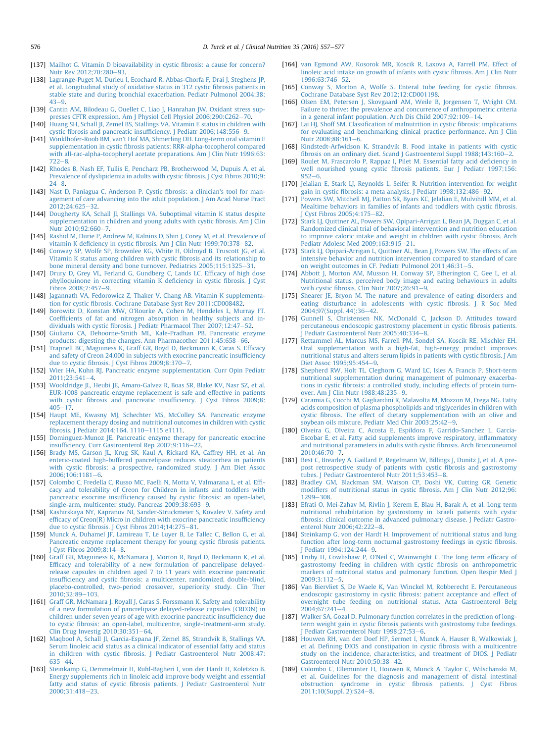[137] Mailhot G. Vitamin D bioavailability in cystic fibrosis: a cause for concern? Nutr Rev 2012;70:280–93.

[138] Lagrange-Puget M, Durieu I, Ecochard R, Abbas-Chorfa F, Drai J, Steghens JP, et al. Longitudinal study of oxidative status in 312 cystic fibrosis patients in stable state and during bronchial exacerbation. Pediatr Pulmonol 2004;38: 43–9.

[139] Cantin AM, Bilodeau G, Ouellet C, Liao J, Hanrahan JW. Oxidant stress suppresses CFTR expression. Am J Physiol Cell Physiol 2006;290:C262–70.

[140] Huang SH, Schall JI, Zemel BS, Stallings VA. Vitamin E status in children with cystic fibrosis and pancreatic insufficiency. J Pediatr 2006;148:556–9.

[141] Winklhofer-Roob BM, van't Hof MA, Shmerling DH. Long-term oral vitamin E supplementation in cystic fibrosis patients: RRR-alpha-tocopherol compared with all-rac-alpha-tocopheryl acetate preparations. Am J Clin Nutr 1996;63: 722–8.

[142] Rhodes B, Nash EF, Tullis E, Pencharz PB, Brotherwood M, Dupuis A, et al. Prevalence of dyslipidemia in adults with cystic fibrosis. J Cyst Fibros 2010;9: 24–8.

[143] Nast D, Paniagua C, Anderson P. Cystic fibrosis: a clinician's tool for management of care advancing into the adult population. J Am Acad Nurse Pract 2012;24:625–32.

[144] Dougherty KA, Schall JI, Stallings VA. Suboptimal vitamin K status despite supplementation in children and young adults with cystic fibrosis. Am J Clin Nutr 2010;92:660–7.

[145] Rashid M, Durie P, Andrew M, Kalnins D, Shin J, Corey M, et al. Prevalence of vitamin K deficiency in cystic fibrosis. Am J Clin Nutr 1999;70:378–82.

[146] Conway SP, Wolfe SP, Brownlee KG, White H, Oldroyd B, Truscott JG, et al. Vitamin K status among children with cystic fibrosis and its relationship to bone mineral density and bone turnover. Pediatrics 2005;115:1325–31.

[147] Drury D, Grey VL, Ferland G, Gundberg C, Lands LC. Efficacy of high dose phylloquinone in correcting vitamin K deficiency in cystic fibrosis. J Cyst Fibros 2008;7:457–9.

[148] Jagannath VA, Fedorowicz Z, Thaker V, Chang AB. Vitamin K supplementation for cystic fibrosis. Cochrane Database Syst Rev 2011:CD008482.

[149] Borowitz D, Konstan MW, O'Rourke A, Cohen M, Hendeles L, Murray FT. Coefficients of fat and nitrogen absorption in healthy subjects and individuals with cystic fibrosis. J Pediatr Pharmacol Ther 2007;12:47–52.

[150] Giuliano CA, Dehoorne-Smith ML, Kale-Pradhan PB. Pancreatic enzyme products: digesting the changes. Ann Pharmacother 2011;45:658–66.

[151] Trapnell BC, Maguiness K, Graff GR, Boyd D, Beckmann K, Caras S. Efficacy and safety of Creon 24,000 in subjects with exocrine pancreatic insufficiency due to cystic fibrosis. J Cyst Fibros 2009;8:370–7.

[152] Wier HA, Kuhn RJ. Pancreatic enzyme supplementation. Curr Opin Pediatr 2011;23:541–4.

[153] Wooldridge JL, Heubi JE, Amaro-Galvez R, Boas SR, Blake KV, Nasr SZ, et al. EUR-1008 pancreatic enzyme replacement is safe and effective in patients with cystic fibrosis and pancreatic insufficiency. J Cyst Fibros 2009;8: 405–17.

[154] Haupt ME, Kwasny MJ, Schechter MS, McColley SA. Pancreatic enzyme replacement therapy dosing and nutritional outcomes in children with cystic fibrosis. J Pediatr 2014;164. 1110–1115 e1111.

[155] Dominguez-Munoz JE. Pancreatic enzyme therapy for pancreatic exocrine insufficiency. Curr Gastroenterol Rep 2007;9:116–22.

[156] Brady MS, Garson JL, Krug SK, Kaul A, Rickard KA, Caffrey HH, et al. An enteric-coated high-buffered pancrelipase reduces steatorrhea in patients with cystic fibrosis: a prospective, randomized study. J Am Diet Assoc 2006;106:1181–6.

[157] Colombo C, Fredella C, Russo MC, Faelli N, Motta V, Valmarana L, et al. Efficacy and tolerability of Creon for Children in infants and toddlers with pancreatic exocrine insufficiency caused by cystic fibrosis: an open-label, single-arm, multicenter study. Pancreas 2009;38:693–9.

[158] Kashirskaya NY, Kapranov NI, Sander-Struckmeier S, Kovalev V. Safety and efficacy of Creon(R) Micro in children with exocrine pancreatic insufficiency due to cystic fibrosis. J Cyst Fibros 2014;14:275–81.

[159] Munck A, Duhamel JF, Lamireau T, Le Luyer B, Le Tallec C, Bellon G, et al. Pancreatic enzyme replacement therapy for young cystic fibrosis patients. J Cyst Fibros 2009;8:14–8.

[160] Graff GR, Maguiness K, McNamara J, Morton R, Boyd D, Beckmann K, et al. Efficacy and tolerability of a new formulation of pancrelipase delayed-release capsules in children aged 7 to 11 years with exocrine pancreatic insufficiency and cystic fibrosis: a multicenter, randomized, double-blind, placebo-controlled, two-period crossover, superiority study. Clin Ther 2010;32:89–103.

[161] Graff GR, McNamara J, Royall J, Caras S, Forssmann K. Safety and tolerability of a new formulation of pancrelipase delayed-release capsules (CREON) in children under seven years of age with exocrine pancreatic insufficiency due to cystic fibrosis: an open-label, multicentre, single-treatment-arm study. Clin Drug Investig 2010;30:351–64.

[162] Maqbool A, Schall JI, Garcia-Espana JF, Zemel BS, Strandvik B, Stallings VA. Serum linoleic acid status as a clinical indicator of essential fatty acid status in children with cystic fibrosis. J Pediatr Gastroenterol Nutr 2008;47: 635–44.

[163] Steinkamp G, Demmelmair H, Ruhl-Bagheri I, von der Hardt H, Koletzko B. Energy supplements rich in linoleic acid improve body weight and essential fatty acid status of cystic fibrosis patients. J Pediatr Gastroenterol Nutr 2000;31:418–23.

[164] van Egmond AW, Kosorok MR, Koscik R, Laxova A, Farrell PM. Effect of linoleic acid intake on growth of infants with cystic fibrosis. Am J Clin Nutr 1996;63:746–52.

[165] Conway S, Morton A, Wolfe S. Enteral tube feeding for cystic fibrosis. Cochrane Database Syst Rev 2012;12:CD001198.

[166] Olsen EM, Petersen J, Skovgaard AM, Weile B, Jorgensen T, Wright CM. Failure to thrive: the prevalence and concurrence of anthropometric criteria in a general infant population. Arch Dis Child 2007;92:109–14.

[167] Lai HJ, Shoff SM. Classification of malnutrition in cystic fibrosis: implications for evaluating and benchmarking clinical practice performance. Am J Clin Nutr 2008;88:161–6.

[168] Kindstedt-Arfwidson K, Strandvik B. Food intake in patients with cystic fibrosis on an ordinary diet. Scand J Gastroenterol Suppl 1988;143:160–2.

[169] Roulet M, Frascarolo P, Rappaz I, Pilet M. Essential fatty acid deficiency in well nourished young cystic fibrosis patients. Eur J Pediatr 1997;156: 952–6.

[170] Jelalian E, Stark LJ, Reynolds L, Seifer R. Nutrition intervention for weight gain in cystic fibrosis: a meta analysis. J Pediatr 1998;132:486–92.

[171] Powers SW, Mitchell MJ, Patton SR, Byars KC, Jelalian E, Mulvihill MM, et al. Mealtime behaviors in families of infants and toddlers with cystic fibrosis. J Cyst Fibros 2005;4:175–82.

[172] Stark LJ, Quittner AL, Powers SW, Opipari-Arrigan L, Bean JA, Duggan C, et al. Randomized clinical trial of behavioral intervention and nutrition education to improve caloric intake and weight in children with cystic fibrosis. Arch Pediatr Adolesc Med 2009;163:915–21.

[173] Stark LJ, Opipari-Arrigan L, Quittner AL, Bean J, Powers SW. The effects of an intensive behavior and nutrition intervention compared to standard of care on weight outcomes in CF. Pediatr Pulmonol 2011;46:31–5.

[174] Abbott J, Morton AM, Musson H, Conway SP, Etherington C, Gee L, et al. Nutritional status, perceived body image and eating behaviours in adults with cystic fibrosis. Clin Nutr 2007;26:91–9.

[175] Shearer JE, Bryon M. The nature and prevalence of eating disorders and eating disturbance in adolescents with cystic fibrosis. J R Soc Med 2004;97(Suppl. 44):36–42.

[176] Gunnell S, Christensen NK, McDonald C, Jackson D. Attitudes toward percutaneous endoscopic gastrostomy placement in cystic fibrosis patients. J Pediatr Gastroenterol Nutr 2005;40:334–8.

[177] Rettammel AL, Marcus MS, Farrell PM, Sondel SA, Koscik RE, Mischler EH. Oral supplementation with a high-fat, high-energy product improves nutritional status and alters serum lipids in patients with cystic fibrosis. J Am Diet Assoc 1995;95:454–9.

[178] Shepherd RW, Holt TL, Cleghorn G, Ward LC, Isles A, Francis P. Short-term nutritional supplementation during management of pulmonary exacerbations in cystic fibrosis: a controlled study, including effects of protein turnover. Am J Clin Nutr 1988;48:235–9.

[179] Caramia G, Cocchi M, Gagliardini R, Malavolta M, Mozzon M, Frega NG. Fatty acids composition of plasma phospholipids and triglycerides in children with cystic fibrosis. The effect of dietary supplementation with an olive and soybean oils mixture. Pediatr Med Chir 2003;25:42–9.

[180] Olveira G, Olveira C, Acosta E, Espildora F, Garrido-Sanchez L, Garcia-Escobar E, et al. Fatty acid supplements improve respiratory, inflammatory and nutritional parameters in adults with cystic fibrosis. Arch Bronconeumol 2010;46:70–7.

[181] Best C, Brearley A, Gaillard P, Regelmann W, Billings J, Dunitz J, et al. A pre-post retrospective study of patients with cystic fibrosis and gastrostomy tubes. J Pediatr Gastroenterol Nutr 2011;53:453–8.

[182] Bradley GM, Blackman SM, Watson CP, Doshi VK, Cutting GR. Genetic modifiers of nutritional status in cystic fibrosis. Am J Clin Nutr 2012;96: 1299–308.

[183] Efrati O, Mei-Zahav M, Rivlin J, Kerem E, Blau H, Barak A, et al. Long term nutritional rehabilitation by gastrostomy in Israeli patients with cystic fibrosis: clinical outcome in advanced pulmonary disease. J Pediatr Gastroenterol Nutr 2006;42:222–8.

[184] Steinkamp G, von der Hardt H. Improvement of nutritional status and lung function after long-term nocturnal gastrostomy feedings in cystic fibrosis. J Pediatr 1994;124:244–9.

[185] Truby H, Cowlishaw P, O'Neil C, Wainwright C. The long term efficacy of gastrostomy feeding in children with cystic fibrosis on anthropometric markers of nutritonal status and pulmonary function. Open Respir Med J 2009;3:112–5.

[186] Van Biervliet S, De Waele K, Van Winckel M, Robberecht E. Percutaneous endoscopic gastrostomy in cystic fibrosis: patient acceptance and effect of overnight tube feeding on nutritional status. Acta Gastroenterol Belg 2004;67:241–4.

[187] Walker SA, Gozal D. Pulmonary function correlates in the prediction of long-term weight gain in cystic fibrosis patients with gastrostomy tube feedings. J Pediatr Gastroenterol Nutr 1998;27:53–6.

[188] Houwen RH, van der Doef HP, Sermet I, Munck A, Hauser B, Walkowiak J, et al. Defining DIOS and constipation in cystic fibrosis with a multicentre study on the incidence, characteristics, and treatment of DIOS. J Pediatr Gastroenterol Nutr 2010;50:38–42.

[189] Colombo C, Ellemunter H, Houwen R, Munck A, Taylor C, Wilschanski M, et al. Guidelines for the diagnosis and management of distal intestinal obstruction syndrome in cystic fibrosis patients. J Cyst Fibros 2011;10(Suppl. 2):S24–8.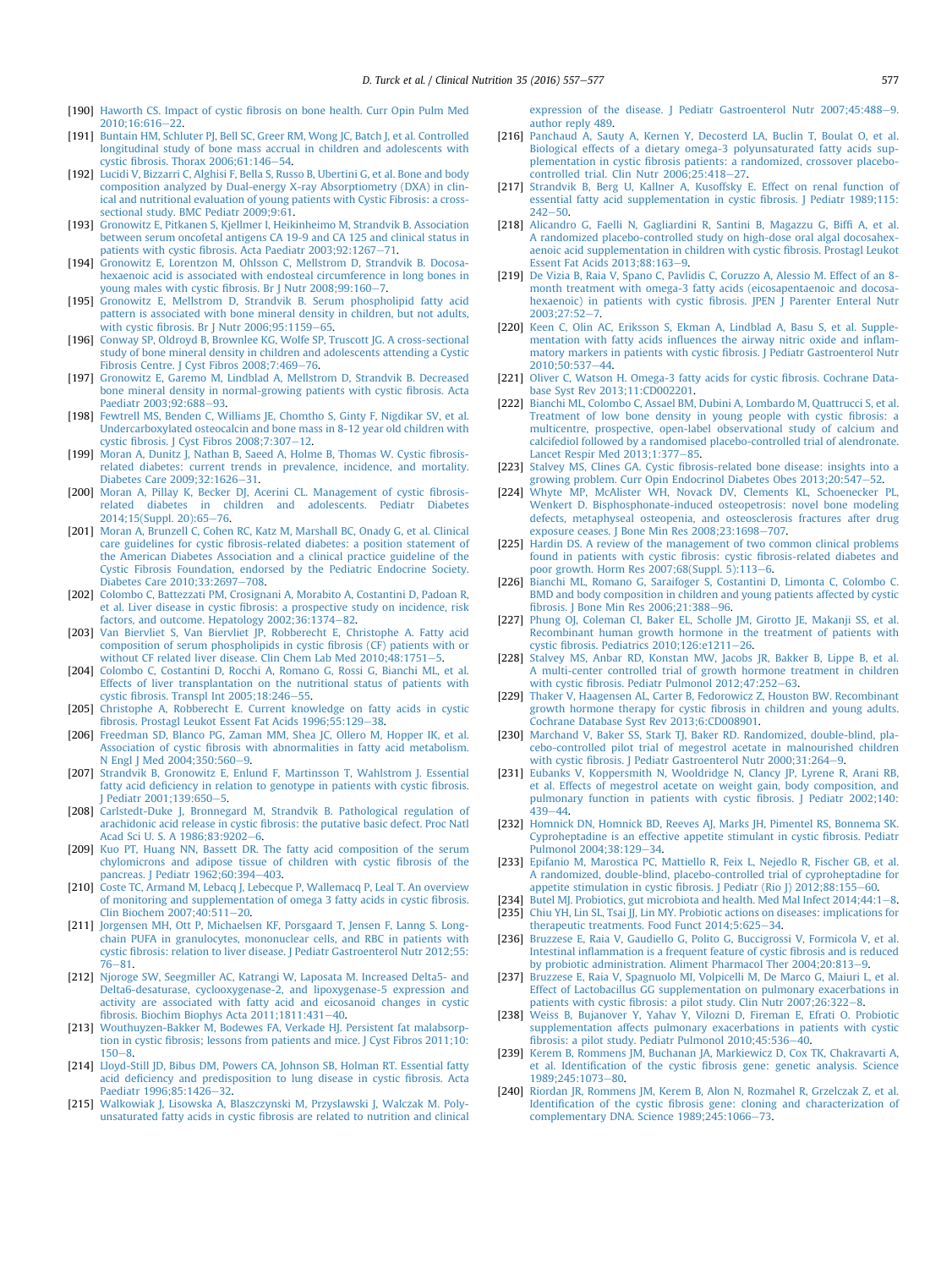[190] Haworth CS. Impact of cystic fibrosis on bone health. Curr Opin Pulm Med 2010;16:616–22.

[191] Buntain HM, Schluter PJ, Bell SC, Greer RM, Wong JC, Batch J, et al. Controlled longitudinal study of bone mass accrual in children and adolescents with cystic fibrosis. Thorax 2006;61:146–54.

[192] Lucidi V, Bizzarri C, Alghisi F, Bella S, Russo B, Ubertini G, et al. Bone and body composition analyzed by Dual-energy X-ray Absorptiometry (DXA) in clinical and nutritional evaluation of young patients with Cystic Fibrosis: a cross-sectional study. BMC Pediatr 2009;9:61.

[193] Gronowitz E, Pitkanen S, Kjellmer I, Heikinheimo M, Strandvik B. Association between serum oncofetal antigens CA 19-9 and CA 125 and clinical status in patients with cystic fibrosis. Acta Paediatr 2003;92:1267–71.

[194] Gronowitz E, Lorentzon M, Ohlsson C, Mellstrom D, Strandvik B. Docosahexaenoic acid is associated with endosteal circumference in long bones in young males with cystic fibrosis. Br J Nutr 2008;99:160–7.

[195] Gronowitz E, Mellstrom D, Strandvik B. Serum phospholipid fatty acid pattern is associated with bone mineral density in children, but not adults, with cystic fibrosis. Br J Nutr 2006;95:1159–65.

[196] Conway SP, Oldroyd B, Brownlee KG, Wolfe SP, Truscott JG. A cross-sectional study of bone mineral density in children and adolescents attending a Cystic Fibrosis Centre. J Cyst Fibros 2008;7:469–76.

[197] Gronowitz E, Garemo M, Lindblad A, Mellstrom D, Strandvik B. Decreased bone mineral density in normal-growing patients with cystic fibrosis. Acta Paediatr 2003;92:688–93.

[198] Fewtrell MS, Benden C, Williams JE, Chomtho S, Ginty F, Nigdikar SV, et al. Undercarboxylated osteocalcin and bone mass in 8-12 year old children with cystic fibrosis. J Cyst Fibros 2008;7:307–12.

[199] Moran A, Dunitz J, Nathan B, Saeed A, Holme B, Thomas W. Cystic fibrosis-related diabetes: current trends in prevalence, incidence, and mortality. Diabetes Care 2009;32:1626–31.

[200] Moran A, Pillay K, Becker DJ, Acerini CL. Management of cystic fibrosis-related diabetes in children and adolescents. Pediatr Diabetes 2014;15(Suppl. 20):65–76.

[201] Moran A, Brunzell C, Cohen RC, Katz M, Marshall BC, Onady G, et al. Clinical care guidelines for cystic fibrosis-related diabetes: a position statement of the American Diabetes Association and a clinical practice guideline of the Cystic Fibrosis Foundation, endorsed by the Pediatric Endocrine Society. Diabetes Care 2010;33:2697–708.

[202] Colombo C, Battezzati PM, Crosignani A, Morabito A, Costantini D, Padoan R, et al. Liver disease in cystic fibrosis: a prospective study on incidence, risk factors, and outcome. Hepatology 2002;36:1374–82.

[203] Van Biervliet S, Van Biervliet JP, Robberecht E, Christophe A. Fatty acid composition of serum phospholipids in cystic fibrosis (CF) patients with or without CF related liver disease. Clin Chem Lab Med 2010;48:1751–5.

[204] Colombo C, Costantini D, Rocchi A, Romano G, Rossi G, Bianchi ML, et al. Effects of liver transplantation on the nutritional status of patients with cystic fibrosis. Transpl Int 2005;18:246–55.

[205] Christophe A, Robberecht E. Current knowledge on fatty acids in cystic fibrosis. Prostagl Leukot Essent Fat Acids 1996;55:129–38.

[206] Freedman SD, Blanco PG, Zaman MM, Shea JC, Ollero M, Hopper IK, et al. Association of cystic fibrosis with abnormalities in fatty acid metabolism. N Engl J Med 2004;350:560–9.

[207] Strandvik B, Gronowitz E, Enlund F, Martinsson T, Wahlstrom J. Essential fatty acid deficiency in relation to genotype in patients with cystic fibrosis. J Pediatr 2001;139:650–5.

[208] Carlstedt-Duke J, Bronnegard M, Strandvik B. Pathological regulation of arachidonic acid release in cystic fibrosis: the putative basic defect. Proc Natl Acad Sci U. S. A 1986;83:9202–6.

[209] Kuo PT, Huang NN, Bassett DR. The fatty acid composition of the serum chylomicrons and adipose tissue of children with cystic fibrosis of the pancreas. J Pediatr 1962;60:394–403.

[210] Coste TC, Armand M, Lebacq J, Lebecque P, Wallemacq P, Leal T. An overview of monitoring and supplementation of omega 3 fatty acids in cystic fibrosis. Clin Biochem 2007;40:511–20.

[211] Jorgensen MH, Ott P, Michaelsen KF, Porsgaard T, Jensen F, Lanng S. Long-chain PUFA in granulocytes, mononuclear cells, and RBC in patients with cystic fibrosis: relation to liver disease. J Pediatr Gastroenterol Nutr 2012;55:76–81.

[212] Njoroge SW, Seegmiller AC, Katrangi W, Laposata M. Increased Delta5- and Delta6-desaturase, cyclooxygenase-2, and lipoxygenase-5 expression and activity are associated with fatty acid and eicosanoid changes in cystic fibrosis. Biochim Biophys Acta 2011;1811:431–40.

[213] Wouthuyzen-Bakker M, Bodewes FA, Verkade HJ. Persistent fat malabsorption in cystic fibrosis; lessons from patients and mice. J Cyst Fibros 2011;10:150–8.

[214] Lloyd-Still JD, Bibus DM, Powers CA, Johnson SB, Holman RT. Essential fatty acid deficiency and predisposition to lung disease in cystic fibrosis. Acta Paediatr 1996;85:1426–32.

[215] Walkowiak J, Lisowska A, Blaszczynski M, Przyslawski J, Walczak M. Polyunsaturated fatty acids in cystic fibrosis are related to nutrition and clinical expression of the disease. J Pediatr Gastroenterol Nutr 2007;45:488–9. author reply 489.

[216] Panchaud A, Sauty A, Kernen Y, Decosterd LA, Buclin T, Boulat O, et al. Biological effects of a dietary omega-3 polyunsaturated fatty acids supplementation in cystic fibrosis patients: a randomized, crossover placebo-controlled trial. Clin Nutr 2006;25:418–27.

[217] Strandvik B, Berg U, Kallner A, Kusoffsky E. Effect on renal function of essential fatty acid supplementation in cystic fibrosis. J Pediatr 1989;115:242–50.

[218] Alicandro G, Faelli N, Gagliardini R, Santini B, Magazzu G, Biffi A, et al. A randomized placebo-controlled study on high-dose oral algal docosahexaenoic acid supplementation in children with cystic fibrosis. Prostagl Leukot Essent Fat Acids 2013;88:163–9.

[219] De Vizia B, Raia V, Spano C, Pavlidis C, Coruzzo A, Alessio M. Effect of an 8-month treatment with omega-3 fatty acids (eicosapentaenoic and docosahexaenoic) in patients with cystic fibrosis. JPEN J Parenter Enteral Nutr 2003;27:52–7.

[220] Keen C, Olin AC, Eriksson S, Ekman A, Lindblad A, Basu S, et al. Supplementation with fatty acids influences the airway nitric oxide and inflammatory markers in patients with cystic fibrosis. J Pediatr Gastroenterol Nutr 2010;50:537–44.

[221] Oliver C, Watson H. Omega-3 fatty acids for cystic fibrosis. Cochrane Database Syst Rev 2013;11:CD002201.

[222] Bianchi ML, Colombo C, Assael BM, Dubini A, Lombardo M, Quattrucci S, et al. Treatment of low bone density in young people with cystic fibrosis: a multicentre, prospective, open-label observational study of calcium and calcifediol followed by a randomised placebo-controlled trial of alendronate. Lancet Respir Med 2013;1:377–85.

[223] Stalvey MS, Clines GA. Cystic fibrosis-related bone disease: insights into a growing problem. Curr Opin Endocrinol Diabetes Obes 2013;20:547–52.

[224] Whyte MP, McAlister WH, Novack DV, Clements KL, Schoenecker PL, Wenkert D. Bisphosphonate-induced osteopetrosis: novel bone modeling defects, metaphyseal osteopenia, and osteosclerosis fractures after drug exposure ceases. J Bone Min Res 2008;23:1698–707.

[225] Hardin DS. A review of the management of two common clinical problems found in patients with cystic fibrosis: cystic fibrosis-related diabetes and poor growth. Horm Res 2007;68(Suppl. 5):113–6.

[226] Bianchi ML, Romano G, Saraifoger S, Costantini D, Limonta C, Colombo C. BMD and body composition in children and young patients affected by cystic fibrosis. J Bone Min Res 2006;21:388–96.

[227] Phung OJ, Coleman CI, Baker EL, Scholle JM, Girotto JE, Makanji SS, et al. Recombinant human growth hormone in the treatment of patients with cystic fibrosis. Pediatrics 2010;126:e1211–26.

[228] Stalvey MS, Anbar RD, Konstan MW, Jacobs JR, Bakker B, Lippe B, et al. A multi-center controlled trial of growth hormone treatment in children with cystic fibrosis. Pediatr Pulmonol 2012;47:252–63.

[229] Thaker V, Haagensen AL, Carter B, Fedorowicz Z, Houston BW. Recombinant growth hormone therapy for cystic fibrosis in children and young adults. Cochrane Database Syst Rev 2013;6:CD008901.

[230] Marchand V, Baker SS, Stark TJ, Baker RD. Randomized, double-blind, placebo-controlled pilot trial of megestrol acetate in malnourished children with cystic fibrosis. J Pediatr Gastroenterol Nutr 2000;31:264–9.

[231] Eubanks V, Koppersmith N, Wooldridge N, Clancy JP, Lyrene R, Arani RB, et al. Effects of megestrol acetate on weight gain, body composition, and pulmonary function in patients with cystic fibrosis. J Pediatr 2002;140:439–44.

[232] Homnick DN, Homnick BD, Reeves AJ, Marks JH, Pimentel RS, Bonnema SK. Cyproheptadine is an effective appetite stimulant in cystic fibrosis. Pediatr Pulmonol 2004;38:129–34.

[233] Epifanio M, Marostica PC, Mattiello R, Feix L, Nejedlo R, Fischer GB, et al. A randomized, double-blind, placebo-controlled trial of cyproheptadine for appetite stimulation in cystic fibrosis. J Pediatr (Rio J) 2012;88:155–60.

[234] Butel MJ. Probiotics, gut microbiota and health. Med Mal Infect 2014;44:1–8.

[235] Chiu YH, Lin SL, Tsai JJ, Lin MY. Probiotic actions on diseases: implications for therapeutic treatments. Food Funct 2014;5:625–34.

[236] Bruzzese E, Raia V, Gaudiello G, Polito G, Buccigrossi V, Formicola V, et al. Intestinal inflammation is a frequent feature of cystic fibrosis and is reduced by probiotic administration. Aliment Pharmacol Ther 2004;20:813–9.

[237] Bruzzese E, Raia V, Spagnuolo MI, Volpicelli M, De Marco G, Maiuri L, et al. Effect of Lactobacillus GG supplementation on pulmonary exacerbations in patients with cystic fibrosis: a pilot study. Clin Nutr 2007;26:322–8.

[238] Weiss B, Bujanover Y, Yahav Y, Vilozni D, Fireman E, Efrati O. Probiotic supplementation affects pulmonary exacerbations in patients with cystic fibrosis: a pilot study. Pediatr Pulmonol 2010;45:536–40.

[239] Kerem B, Rommens JM, Buchanan JA, Markiewicz D, Cox TK, Chakravarti A, et al. Identification of the cystic fibrosis gene: genetic analysis. Science 1989;245:1073–80.

[240] Riordan JR, Rommens JM, Kerem B, Alon N, Rozmahel R, Grzelczak Z, et al. Identification of the cystic fibrosis gene: cloning and characterization of complementary DNA. Science 1989;245:1066–73.